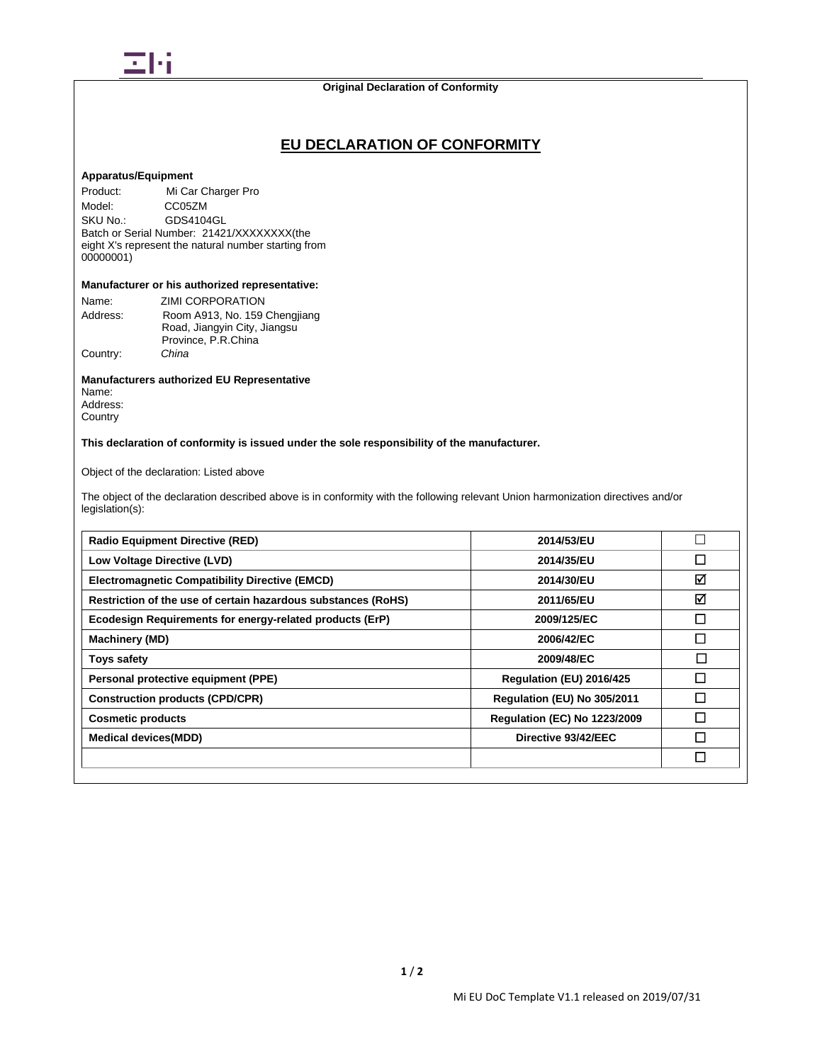**Original Declaration of Conformity**

# EU DECLARATION OF CONFORMITY

**Apparatus/Equipment**

Product: Mi Car Charger Pro
Model: CC05ZM
SKU No.: GDS4104GL
Batch or Serial Number: 21421/XXXXXXXX(the eight X's represent the natural number starting from 00000001)

**Manufacturer or his authorized representative:**

Name: ZIMI CORPORATION
Address: Room A913, No. 159 Chengjiang Road, Jiangyin City, Jiangsu Province, P.R.China
Country: *China*

**Manufacturers authorized EU Representative**
Name:
Address:
Country

**This declaration of conformity is issued under the sole responsibility of the manufacturer.**

Object of the declaration: Listed above

The object of the declaration described above is in conformity with the following relevant Union harmonization directives and/or legislation(s):

| | | |
|---|---|---|
| **Radio Equipment Directive (RED)** | **2014/53/EU** | ☐ |
| **Low Voltage Directive (LVD)** | **2014/35/EU** | ☐ |
| **Electromagnetic Compatibility Directive (EMCD)** | **2014/30/EU** | ☑ |
| **Restriction of the use of certain hazardous substances (RoHS)** | **2011/65/EU** | ☑ |
| **Ecodesign Requirements for energy-related products (ErP)** | **2009/125/EC** | ☐ |
| **Machinery (MD)** | **2006/42/EC** | ☐ |
| **Toys safety** | **2009/48/EC** | ☐ |
| **Personal protective equipment (PPE)** | **Regulation (EU) 2016/425** | ☐ |
| **Construction products (CPD/CPR)** | **Regulation (EU) No 305/2011** | ☐ |
| **Cosmetic products** | **Regulation (EC) No 1223/2009** | ☐ |
| **Medical devices(MDD)** | **Directive 93/42/EEC** | ☐ |
| | | ☐ |

Mi EU DoC Template V1.1 released on 2019/07/31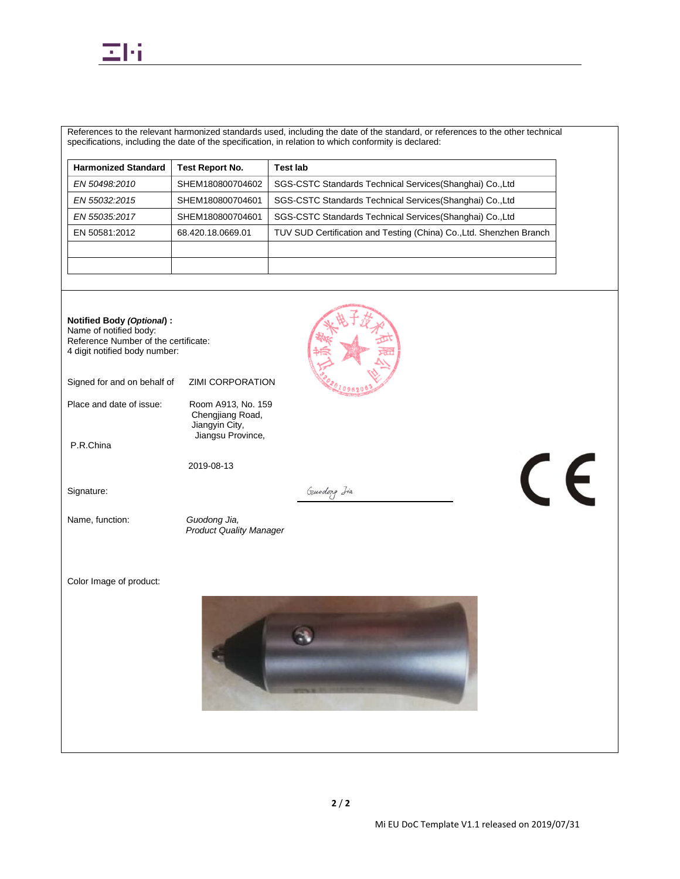References to the relevant harmonized standards used, including the date of the standard, or references to the other technical specifications, including the date of the specification, in relation to which conformity is declared:

| Harmonized Standard | Test Report No. | Test lab |
|---|---|---|
| *EN 50498:2010* | SHEM180800704602 | SGS-CSTC Standards Technical Services(Shanghai) Co.,Ltd |
| *EN 55032:2015* | SHEM180800704601 | SGS-CSTC Standards Technical Services(Shanghai) Co.,Ltd |
| *EN 55035:2017* | SHEM180800704601 | SGS-CSTC Standards Technical Services(Shanghai) Co.,Ltd |
| EN 50581:2012 | 68.420.18.0669.01 | TUV SUD Certification and Testing (China) Co.,Ltd. Shenzhen Branch |
| | | |
| | | |

**Notified Body *(Optional*) :**
Name of notified body:
Reference Number of the certificate:
4 digit notified body number:

Signed for and on behalf of ZIMI CORPORATION

Place and date of issue: Room A913, No. 159 Chengjiang Road, Jiangyin City, Jiangsu Province, P.R.China

2019-08-13

Signature: Guodong Jia

Name, function: *Guodong Jia, Product Quality Manager*

Color Image of product:

Mi EU DoC Template V1.1 released on 2019/07/31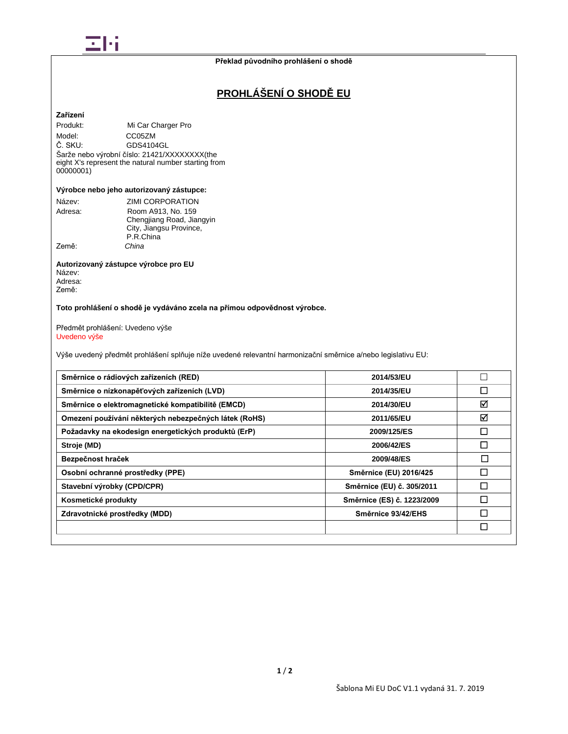**Překlad původního prohlášení o shodě**

# PROHLÁŠENÍ O SHODĚ EU

**Zařízení**

Produkt: Mi Car Charger Pro
Model: CC05ZM
Č. SKU: GDS4104GL
Šarže nebo výrobní číslo: 21421/XXXXXXXX(the eight X's represent the natural number starting from 00000001)

**Výrobce nebo jeho autorizovaný zástupce:**

Název: ZIMI CORPORATION
Adresa: Room A913, No. 159 Chengjiang Road, Jiangyin City, Jiangsu Province, P.R.China
Země: *China*

**Autorizovaný zástupce výrobce pro EU**
Název:
Adresa:
Země:

**Toto prohlášení o shodě je vydáváno zcela na přímou odpovědnost výrobce.**

Předmět prohlášení: Uvedeno výše
Uvedeno výše

Výše uvedený předmět prohlášení splňuje níže uvedené relevantní harmonizační směrnice a/nebo legislativu EU:

| | | |
|---|---|---|
| **Směrnice o rádiových zařízeních (RED)** | **2014/53/EU** | ☐ |
| **Směrnice o nízkonapěťových zařízeních (LVD)** | **2014/35/EU** | ☐ |
| **Směrnice o elektromagnetické kompatibilitě (EMCD)** | **2014/30/EU** | ☑ |
| **Omezení používání některých nebezpečných látek (RoHS)** | **2011/65/EU** | ☑ |
| **Požadavky na ekodesign energetických produktů (ErP)** | **2009/125/ES** | ☐ |
| **Stroje (MD)** | **2006/42/ES** | ☐ |
| **Bezpečnost hraček** | **2009/48/ES** | ☐ |
| **Osobní ochranné prostředky (PPE)** | **Směrnice (EU) 2016/425** | ☐ |
| **Stavební výrobky (CPD/CPR)** | **Směrnice (EU) č. 305/2011** | ☐ |
| **Kosmetické produkty** | **Směrnice (ES) č. 1223/2009** | ☐ |
| **Zdravotnické prostředky (MDD)** | **Směrnice 93/42/EHS** | ☐ |
| | | ☐ |

Šablona Mi EU DoC V1.1 vydaná 31. 7. 2019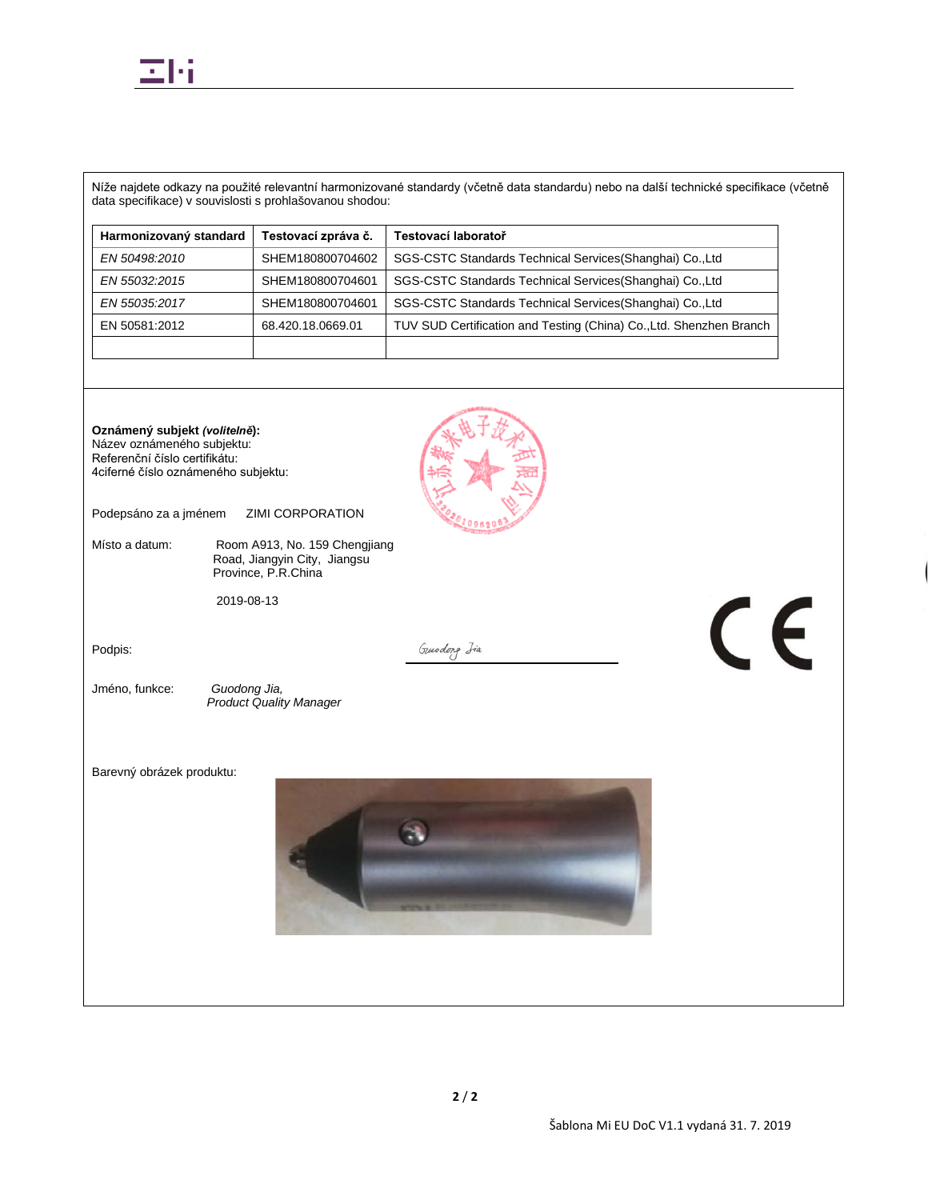Níže najdete odkazy na použité relevantní harmonizované standardy (včetně data standardu) nebo na další technické specifikace (včetně data specifikace) v souvislosti s prohlašovanou shodou:

| Harmonizovaný standard | Testovací zpráva č. | Testovací laboratoř |
|---|---|---|
| *EN 50498:2010* | SHEM180800704602 | SGS-CSTC Standards Technical Services(Shanghai) Co.,Ltd |
| *EN 55032:2015* | SHEM180800704601 | SGS-CSTC Standards Technical Services(Shanghai) Co.,Ltd |
| *EN 55035:2017* | SHEM180800704601 | SGS-CSTC Standards Technical Services(Shanghai) Co.,Ltd |
| EN 50581:2012 | 68.420.18.0669.01 | TUV SUD Certification and Testing (China) Co.,Ltd. Shenzhen Branch |
| | | |

**Oznámený subjekt *(volitelně*):**
Název oznámeného subjektu:
Referenční číslo certifikátu:
4ciferné číslo oznámeného subjektu:

Podepsáno za a jménem ZIMI CORPORATION

Místo a datum: Room A913, No. 159 Chengjiang Road, Jiangyin City, Jiangsu Province, P.R.China

2019-08-13

Podpis: Guodong Jia

Jméno, funkce: *Guodong Jia, Product Quality Manager*

Barevný obrázek produktu:

Šablona Mi EU DoC V1.1 vydaná 31. 7. 2019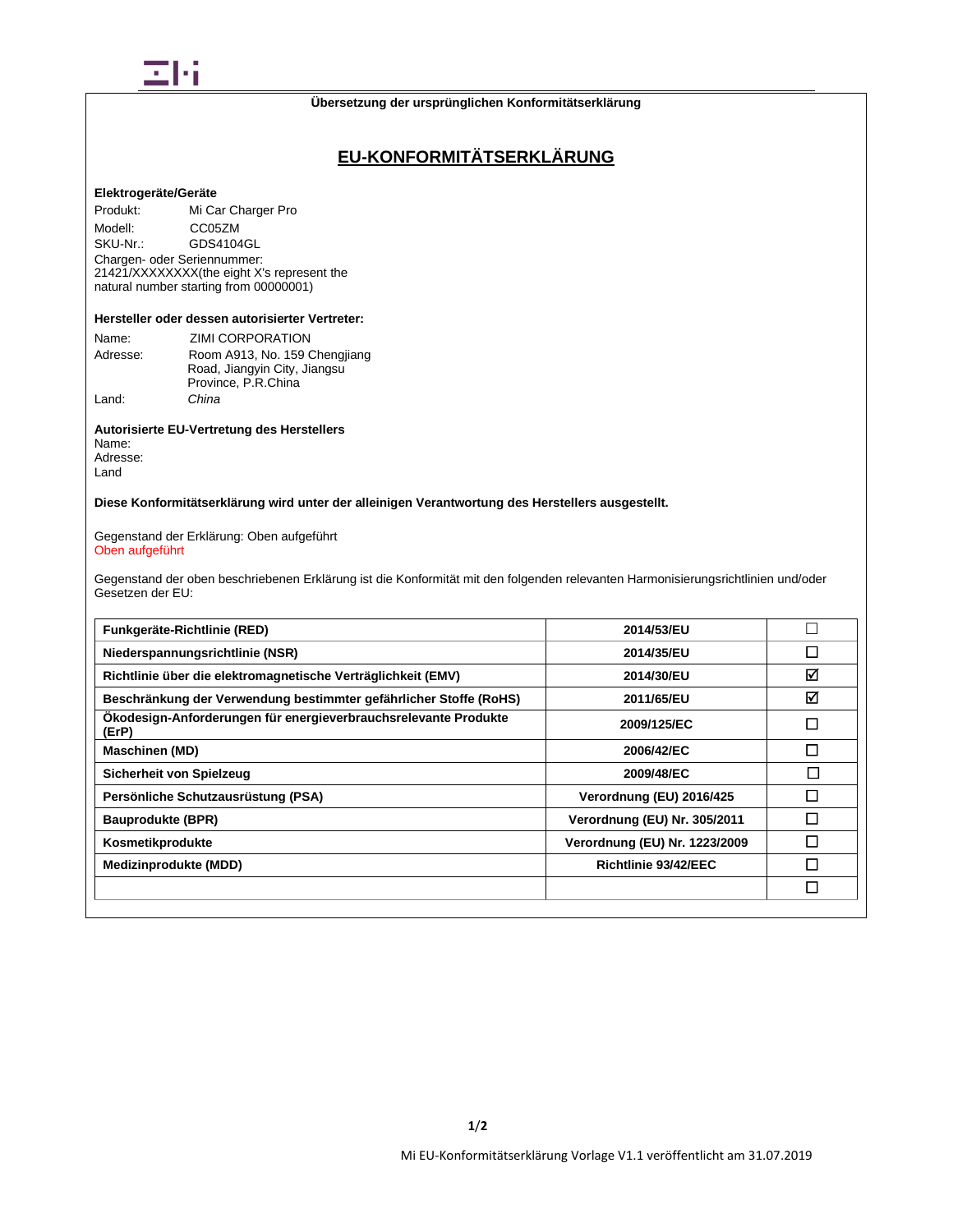**Übersetzung der ursprünglichen Konformitätserklärung**

# EU-KONFORMITÄTSERKLÄRUNG

**Elektrogeräte/Geräte**

Produkt: Mi Car Charger Pro
Modell: CC05ZM
SKU-Nr.: GDS4104GL
Chargen- oder Seriennummer:
21421/XXXXXXXX(the eight X's represent the natural number starting from 00000001)

**Hersteller oder dessen autorisierter Vertreter:**

Name: ZIMI CORPORATION
Adresse: Room A913, No. 159 Chengjiang Road, Jiangyin City, Jiangsu Province, P.R.China
Land: *China*

**Autorisierte EU-Vertretung des Herstellers**
Name:
Adresse:
Land

**Diese Konformitätserklärung wird unter der alleinigen Verantwortung des Herstellers ausgestellt.**

Gegenstand der Erklärung: Oben aufgeführt
Oben aufgeführt

Gegenstand der oben beschriebenen Erklärung ist die Konformität mit den folgenden relevanten Harmonisierungsrichtlinien und/oder Gesetzen der EU:

| | | |
|---|---|---|
| **Funkgeräte-Richtlinie (RED)** | **2014/53/EU** | ☐ |
| **Niederspannungsrichtlinie (NSR)** | **2014/35/EU** | ☐ |
| **Richtlinie über die elektromagnetische Verträglichkeit (EMV)** | **2014/30/EU** | ☑ |
| **Beschränkung der Verwendung bestimmter gefährlicher Stoffe (RoHS)** | **2011/65/EU** | ☑ |
| **Ökodesign-Anforderungen für energieverbrauchsrelevante Produkte (ErP)** | **2009/125/EC** | ☐ |
| **Maschinen (MD)** | **2006/42/EC** | ☐ |
| **Sicherheit von Spielzeug** | **2009/48/EC** | ☐ |
| **Persönliche Schutzausrüstung (PSA)** | **Verordnung (EU) 2016/425** | ☐ |
| **Bauprodukte (BPR)** | **Verordnung (EU) Nr. 305/2011** | ☐ |
| **Kosmetikprodukte** | **Verordnung (EU) Nr. 1223/2009** | ☐ |
| **Medizinprodukte (MDD)** | **Richtlinie 93/42/EEC** | ☐ |
| | | ☐ |

Mi EU-Konformitätserklärung Vorlage V1.1 veröffentlicht am 31.07.2019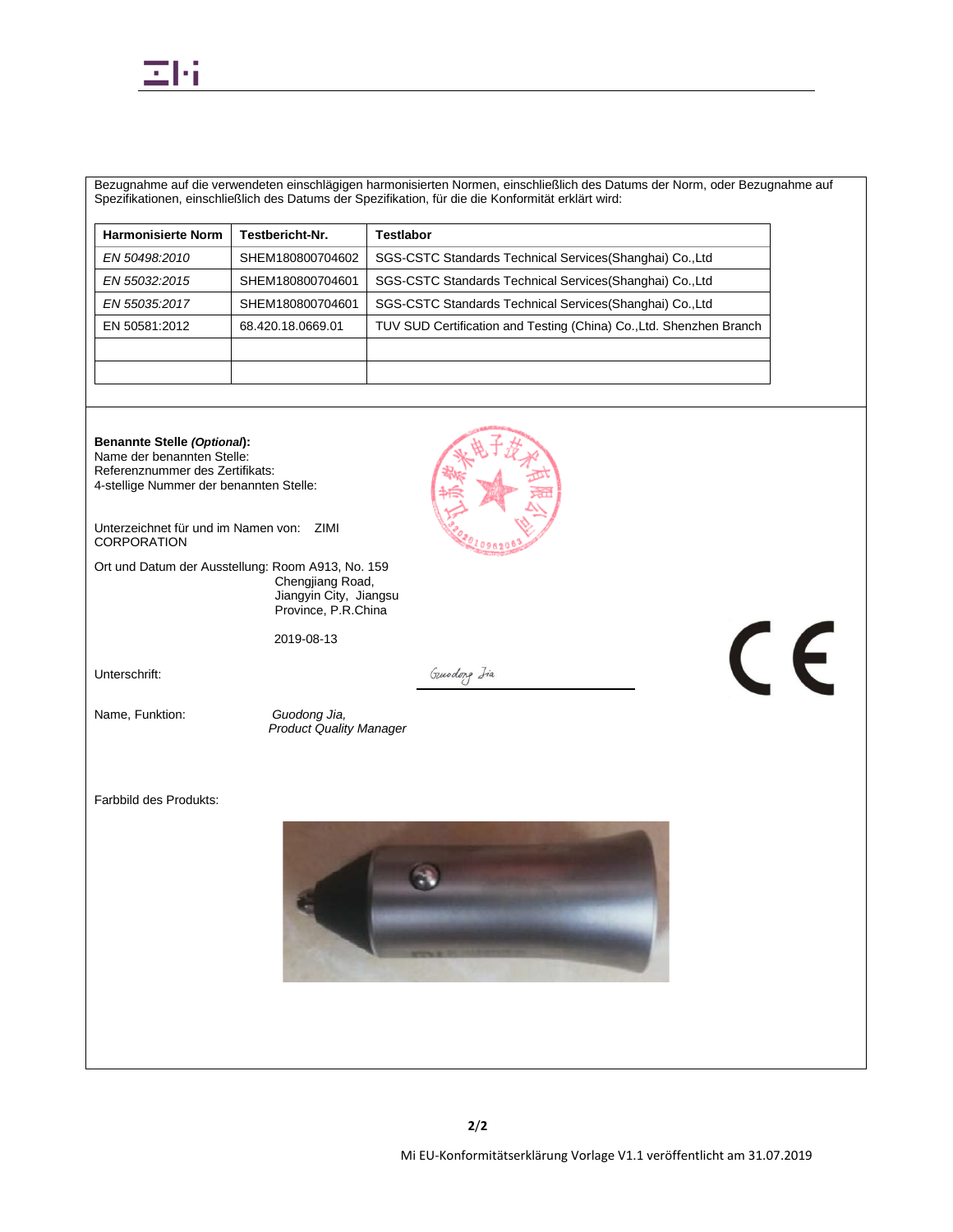Bezugnahme auf die verwendeten einschlägigen harmonisierten Normen, einschließlich des Datums der Norm, oder Bezugnahme auf Spezifikationen, einschließlich des Datums der Spezifikation, für die die Konformität erklärt wird:

| Harmonisierte Norm | Testbericht-Nr. | Testlabor |
|---|---|---|
| *EN 50498:2010* | SHEM180800704602 | SGS-CSTC Standards Technical Services(Shanghai) Co.,Ltd |
| *EN 55032:2015* | SHEM180800704601 | SGS-CSTC Standards Technical Services(Shanghai) Co.,Ltd |
| *EN 55035:2017* | SHEM180800704601 | SGS-CSTC Standards Technical Services(Shanghai) Co.,Ltd |
| EN 50581:2012 | 68.420.18.0669.01 | TUV SUD Certification and Testing (China) Co.,Ltd. Shenzhen Branch |
| | | |
| | | |

**Benannte Stelle *(Optional)*:**
Name der benannten Stelle:
Referenznummer des Zertifikats:
4-stellige Nummer der benannten Stelle:

Unterzeichnet für und im Namen von: ZIMI CORPORATION

Ort und Datum der Ausstellung: Room A913, No. 159 Chengjiang Road, Jiangyin City, Jiangsu Province, P.R.China

2019-08-13

Unterschrift: Guodong Jia

Name, Funktion: *Guodong Jia, Product Quality Manager*

Farbbild des Produkts:

Mi EU-Konformitätserklärung Vorlage V1.1 veröffentlicht am 31.07.2019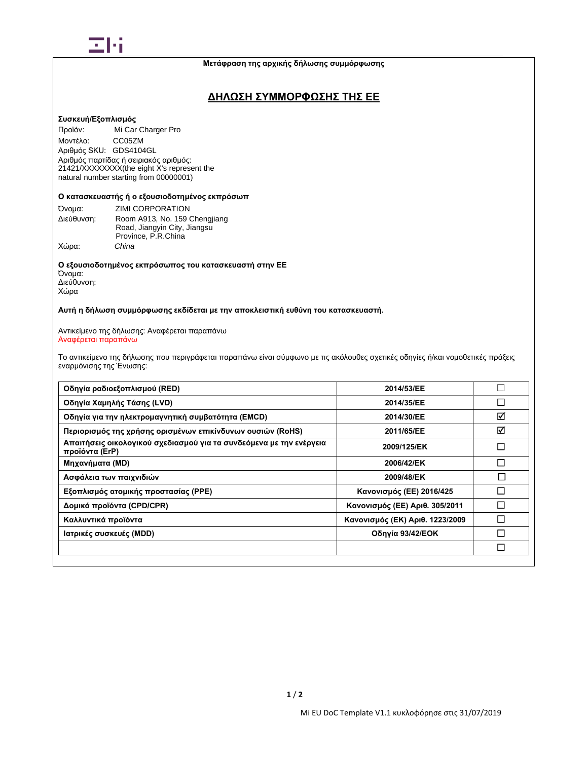**Μετάφραση της αρχικής δήλωσης συμμόρφωσης**

# ΔΗΛΩΣΗ ΣΥΜΜΟΡΦΩΣΗΣ ΤΗΣ ΕΕ

**Συσκευή/Εξοπλισμός**

Προϊόν: Mi Car Charger Pro
Μοντέλο: CC05ZM
Αριθμός SKU: GDS4104GL
Αριθμός παρτίδας ή σειριακός αριθμός:
21421/XXXXXXXX(the eight X's represent the natural number starting from 00000001)

**Ο κατασκευαστής ή ο εξουσιοδοτημένος εκπρόσωπ**

Όνομα: ZIMI CORPORATION
Διεύθυνση: Room A913, No. 159 Chengjiang Road, Jiangyin City, Jiangsu Province, P.R.China
Χώρα: *China*

**Ο εξουσιοδοτημένος εκπρόσωπος του κατασκευαστή στην ΕΕ**

Όνομα:
Διεύθυνση:
Χώρα

**Αυτή η δήλωση συμμόρφωσης εκδίδεται με την αποκλειστική ευθύνη του κατασκευαστή.**

Αντικείμενο της δήλωσης: Αναφέρεται παραπάνω
Αναφέρεται παραπάνω

Το αντικείμενο της δήλωσης που περιγράφεται παραπάνω είναι σύμφωνο με τις ακόλουθες σχετικές οδηγίες ή/και νομοθετικές πράξεις εναρμόνισης της Ένωσης:

| Οδηγία | Αριθμός | |
|---|---|---|
| **Οδηγία ραδιοεξοπλισμού (RED)** | **2014/53/EE** | ☐ |
| **Οδηγία Χαμηλής Τάσης (LVD)** | **2014/35/EE** | ☐ |
| **Οδηγία για την ηλεκτρομαγνητική συμβατότητα (EMCD)** | **2014/30/EE** | ☑ |
| **Περιορισμός της χρήσης ορισμένων επικίνδυνων ουσιών (RoHS)** | **2011/65/EE** | ☑ |
| **Απαιτήσεις οικολογικού σχεδιασμού για τα συνδεόμενα με την ενέργεια προϊόντα (ErP)** | **2009/125/EK** | ☐ |
| **Μηχανήματα (MD)** | **2006/42/EK** | ☐ |
| **Ασφάλεια των παιχνιδιών** | **2009/48/EK** | ☐ |
| **Εξοπλισμός ατομικής προστασίας (PPE)** | **Κανονισμός (ΕΕ) 2016/425** | ☐ |
| **Δομικά προϊόντα (CPD/CPR)** | **Κανονισμός (ΕΕ) Αριθ. 305/2011** | ☐ |
| **Καλλυντικά προϊόντα** | **Κανονισμός (ΕΚ) Αριθ. 1223/2009** | ☐ |
| **Ιατρικές συσκευές (MDD)** | **Οδηγία 93/42/EOK** | ☐ |
| | | ☐ |

Mi EU DoC Template V1.1 κυκλοφόρησε στις 31/07/2019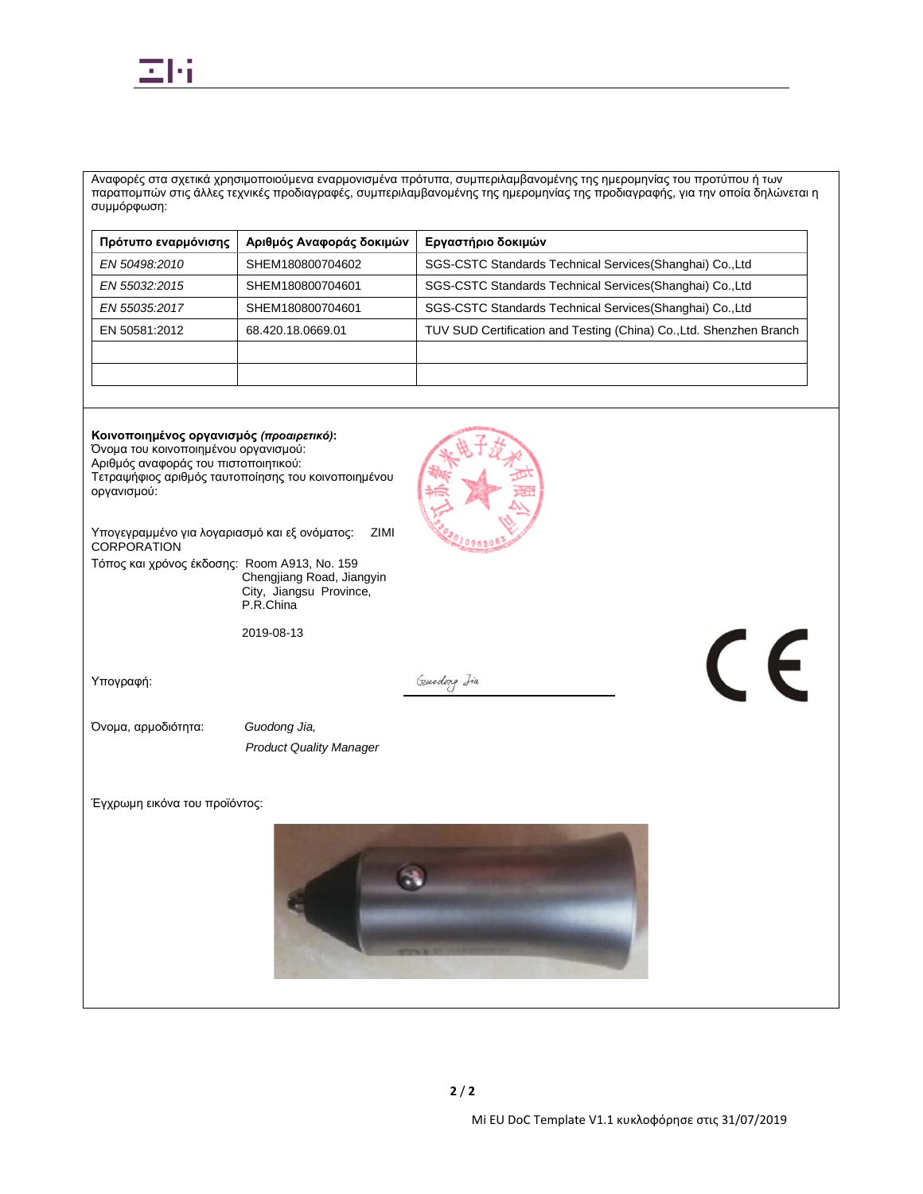Αναφορές στα σχετικά χρησιμοποιούμενα εναρμονισμένα πρότυπα, συμπεριλαμβανομένης της ημερομηνίας του προτύπου ή των παραπομπών στις άλλες τεχνικές προδιαγραφές, συμπεριλαμβανομένης της ημερομηνίας της προδιαγραφής, για την οποία δηλώνεται η συμμόρφωση:

| Πρότυπο εναρμόνισης | Αριθμός Αναφοράς δοκιμών | Εργαστήριο δοκιμών |
|---|---|---|
| *EN 50498:2010* | SHEM180800704602 | SGS-CSTC Standards Technical Services(Shanghai) Co.,Ltd |
| *EN 55032:2015* | SHEM180800704601 | SGS-CSTC Standards Technical Services(Shanghai) Co.,Ltd |
| *EN 55035:2017* | SHEM180800704601 | SGS-CSTC Standards Technical Services(Shanghai) Co.,Ltd |
| EN 50581:2012 | 68.420.18.0669.01 | TUV SUD Certification and Testing (China) Co.,Ltd. Shenzhen Branch |
| | | |
| | | |

**Κοινοποιημένος οργανισμός *(προαιρετικό)*:**
Όνομα του κοινοποιημένου οργανισμού:
Αριθμός αναφοράς του πιστοποιητικού:
Τετραψήφιος αριθμός ταυτοποίησης του κοινοποιημένου οργανισμού:

Υπογεγραμμένο για λογαριασμό και εξ ονόματος: ZIMI CORPORATION

Τόπος και χρόνος έκδοσης: Room A913, No. 159 Chengjiang Road, Jiangyin City, Jiangsu Province, P.R.China

2019-08-13

Υπογραφή: Guodong Jia

Όνομα, αρμοδιότητα: *Guodong Jia,*
*Product Quality Manager*

Έγχρωμη εικόνα του προϊόντος:

Mi EU DoC Template V1.1 κυκλοφόρησε στις 31/07/2019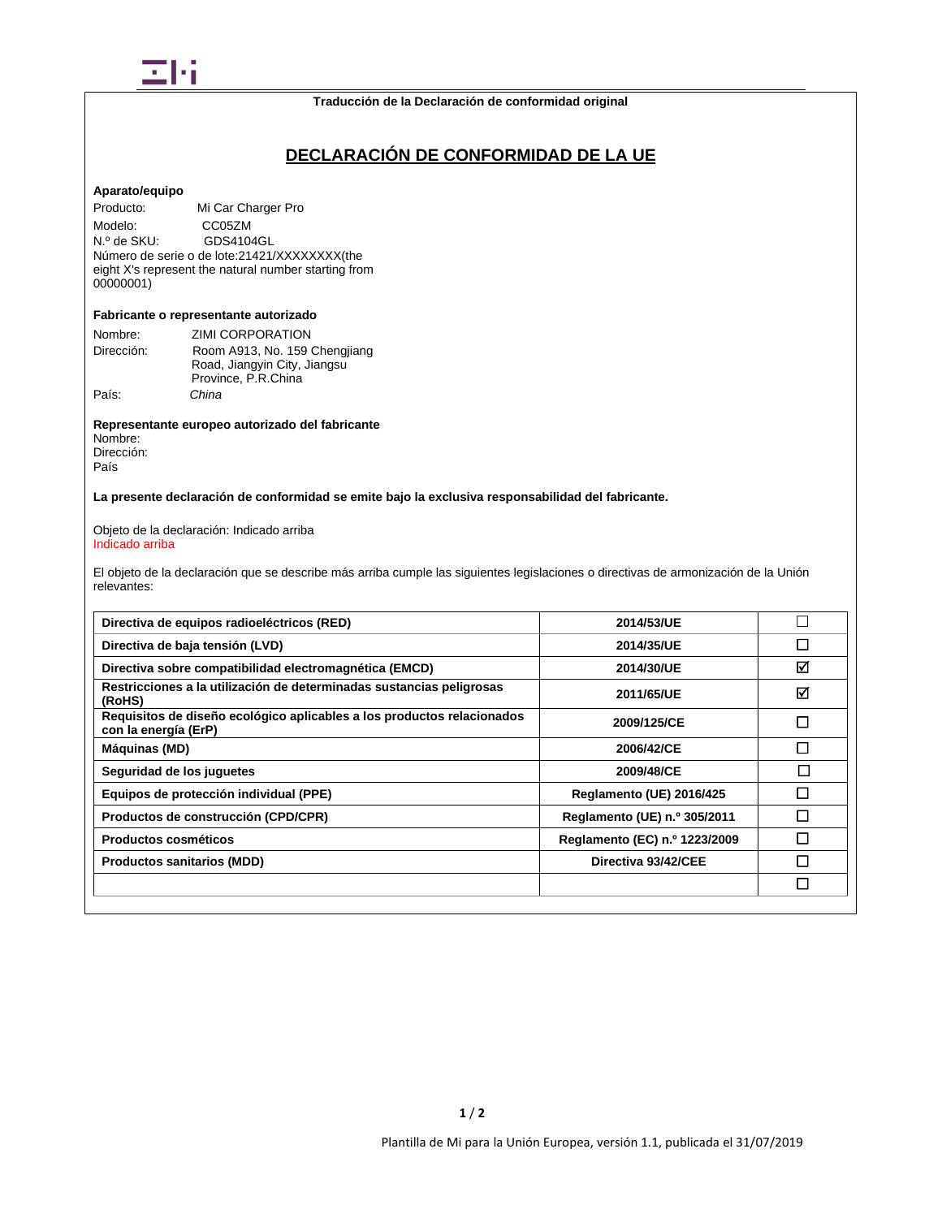Traducción de la Declaración de conformidad original

# DECLARACIÓN DE CONFORMIDAD DE LA UE

**Aparato/equipo**

Producto: Mi Car Charger Pro
Modelo: CC05ZM
N.º de SKU: GDS4104GL
Número de serie o de lote:21421/XXXXXXXX(the eight X's represent the natural number starting from 00000001)

**Fabricante o representante autorizado**

Nombre: ZIMI CORPORATION
Dirección: Room A913, No. 159 Chengjiang Road, Jiangyin City, Jiangsu Province, P.R.China
País: *China*

**Representante europeo autorizado del fabricante**

Nombre:
Dirección:
País

**La presente declaración de conformidad se emite bajo la exclusiva responsabilidad del fabricante.**

Objeto de la declaración: Indicado arriba
Indicado arriba

El objeto de la declaración que se describe más arriba cumple las siguientes legislaciones o directivas de armonización de la Unión relevantes:

| | | |
|---|---|---|
| **Directiva de equipos radioeléctricos (RED)** | **2014/53/UE** | ☐ |
| **Directiva de baja tensión (LVD)** | **2014/35/UE** | ☐ |
| **Directiva sobre compatibilidad electromagnética (EMCD)** | **2014/30/UE** | ☑ |
| **Restricciones a la utilización de determinadas sustancias peligrosas (RoHS)** | **2011/65/UE** | ☑ |
| **Requisitos de diseño ecológico aplicables a los productos relacionados con la energía (ErP)** | **2009/125/CE** | ☐ |
| **Máquinas (MD)** | **2006/42/CE** | ☐ |
| **Seguridad de los juguetes** | **2009/48/CE** | ☐ |
| **Equipos de protección individual (PPE)** | **Reglamento (UE) 2016/425** | ☐ |
| **Productos de construcción (CPD/CPR)** | **Reglamento (UE) n.º 305/2011** | ☐ |
| **Productos cosméticos** | **Reglamento (EC) n.º 1223/2009** | ☐ |
| **Productos sanitarios (MDD)** | **Directiva 93/42/CEE** | ☐ |
| | | ☐ |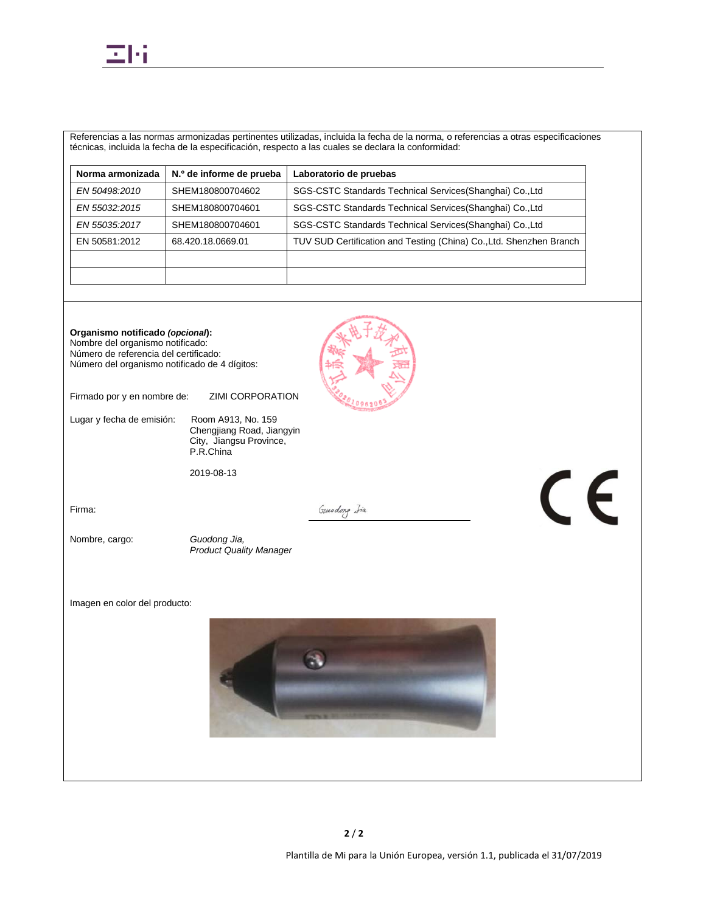Referencias a las normas armonizadas pertinentes utilizadas, incluida la fecha de la norma, o referencias a otras especificaciones técnicas, incluida la fecha de la especificación, respecto a las cuales se declara la conformidad:

| Norma armonizada | N.º de informe de prueba | Laboratorio de pruebas |
|---|---|---|
| *EN 50498:2010* | SHEM180800704602 | SGS-CSTC Standards Technical Services(Shanghai) Co.,Ltd |
| *EN 55032:2015* | SHEM180800704601 | SGS-CSTC Standards Technical Services(Shanghai) Co.,Ltd |
| *EN 55035:2017* | SHEM180800704601 | SGS-CSTC Standards Technical Services(Shanghai) Co.,Ltd |
| EN 50581:2012 | 68.420.18.0669.01 | TUV SUD Certification and Testing (China) Co.,Ltd. Shenzhen Branch |
| | | |
| | | |

**Organismo notificado *(opcional*):**
Nombre del organismo notificado:
Número de referencia del certificado:
Número del organismo notificado de 4 dígitos:

Firmado por y en nombre de: ZIMI CORPORATION

Lugar y fecha de emisión: Room A913, No. 159 Chengjiang Road, Jiangyin City, Jiangsu Province, P.R.China

2019-08-13

Firma: Guodong Jia

Nombre, cargo: *Guodong Jia, Product Quality Manager*

Imagen en color del producto:

Plantilla de Mi para la Unión Europea, versión 1.1, publicada el 31/07/2019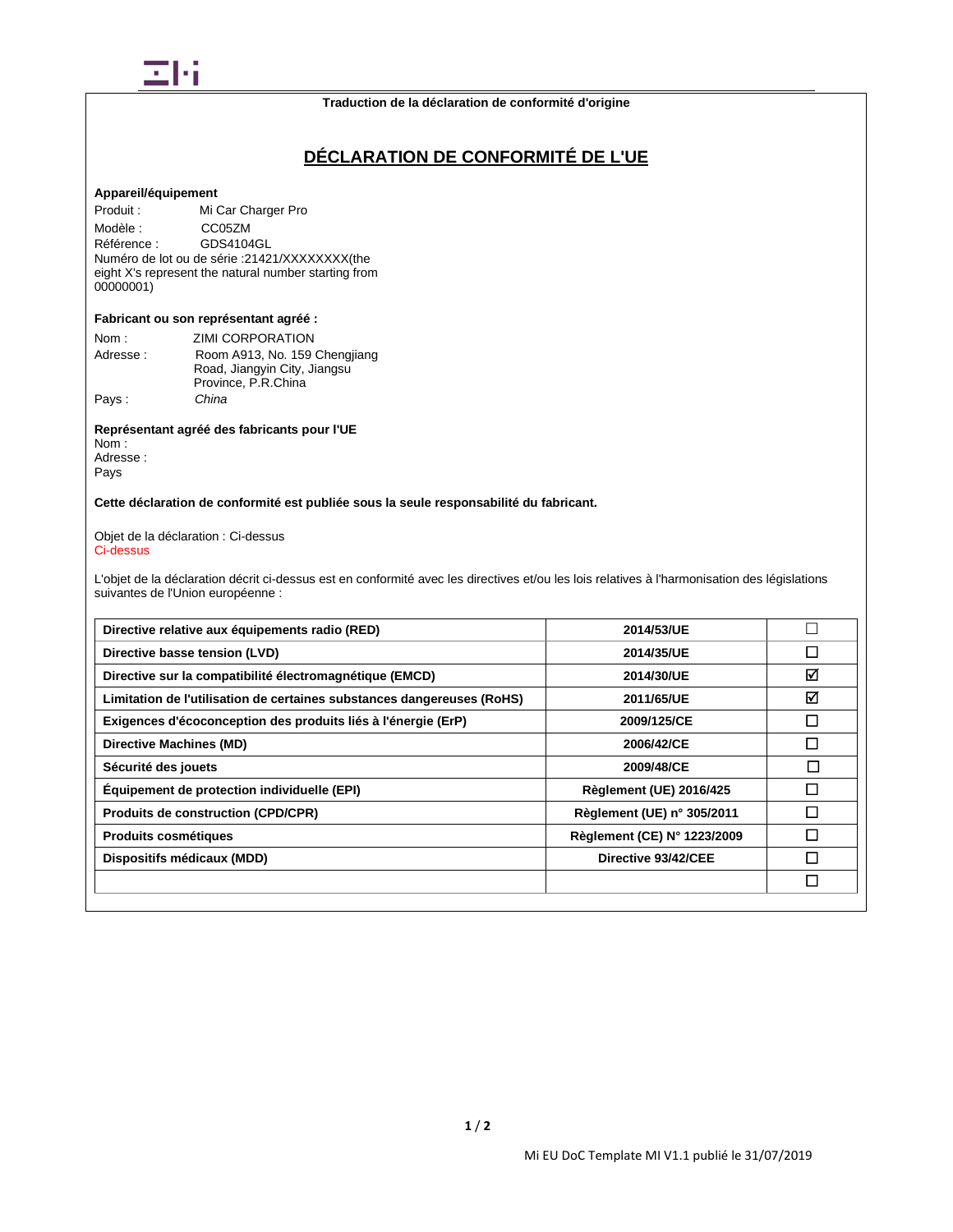**Traduction de la déclaration de conformité d'origine**

# DÉCLARATION DE CONFORMITÉ DE L'UE

**Appareil/équipement**

Produit : Mi Car Charger Pro
Modèle : CC05ZM
Référence : GDS4104GL
Numéro de lot ou de série :21421/XXXXXXXX(the eight X's represent the natural number starting from 00000001)

**Fabricant ou son représentant agréé :**

Nom : ZIMI CORPORATION
Adresse : Room A913, No. 159 Chengjiang Road, Jiangyin City, Jiangsu Province, P.R.China
Pays : *China*

**Représentant agréé des fabricants pour l'UE**
Nom :
Adresse :
Pays

**Cette déclaration de conformité est publiée sous la seule responsabilité du fabricant.**

Objet de la déclaration : Ci-dessus
Ci-dessus

L'objet de la déclaration décrit ci-dessus est en conformité avec les directives et/ou les lois relatives à l'harmonisation des législations suivantes de l'Union européenne :

| | | |
|---|---|---|
| **Directive relative aux équipements radio (RED)** | **2014/53/UE** | ☐ |
| **Directive basse tension (LVD)** | **2014/35/UE** | ☐ |
| **Directive sur la compatibilité électromagnétique (EMCD)** | **2014/30/UE** | ☑ |
| **Limitation de l'utilisation de certaines substances dangereuses (RoHS)** | **2011/65/UE** | ☑ |
| **Exigences d'écoconception des produits liés à l'énergie (ErP)** | **2009/125/CE** | ☐ |
| **Directive Machines (MD)** | **2006/42/CE** | ☐ |
| **Sécurité des jouets** | **2009/48/CE** | ☐ |
| **Équipement de protection individuelle (EPI)** | **Règlement (UE) 2016/425** | ☐ |
| **Produits de construction (CPD/CPR)** | **Règlement (UE) n° 305/2011** | ☐ |
| **Produits cosmétiques** | **Règlement (CE) N° 1223/2009** | ☐ |
| **Dispositifs médicaux (MDD)** | **Directive 93/42/CEE** | ☐ |
| | | ☐ |

Mi EU DoC Template MI V1.1 publié le 31/07/2019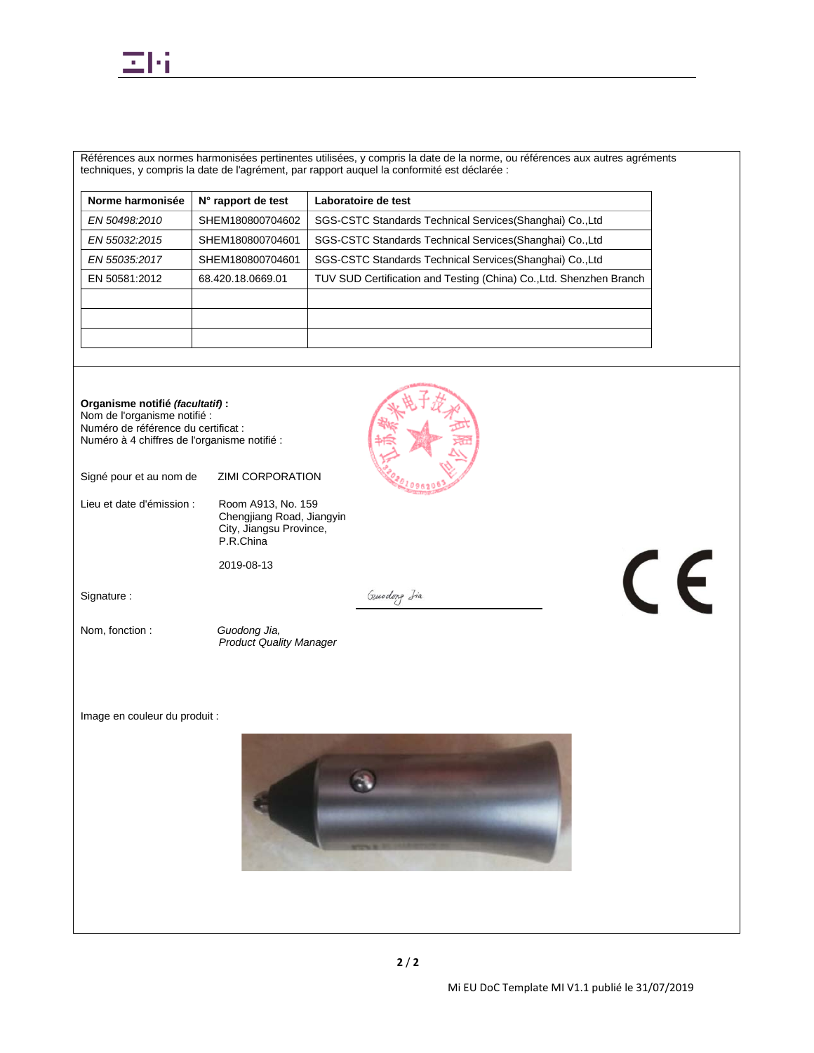Références aux normes harmonisées pertinentes utilisées, y compris la date de la norme, ou références aux autres agréments techniques, y compris la date de l'agrément, par rapport auquel la conformité est déclarée :

| Norme harmonisée | N° rapport de test | Laboratoire de test |
|---|---|---|
| *EN 50498:2010* | SHEM180800704602 | SGS-CSTC Standards Technical Services(Shanghai) Co.,Ltd |
| *EN 55032:2015* | SHEM180800704601 | SGS-CSTC Standards Technical Services(Shanghai) Co.,Ltd |
| *EN 55035:2017* | SHEM180800704601 | SGS-CSTC Standards Technical Services(Shanghai) Co.,Ltd |
| EN 50581:2012 | 68.420.18.0669.01 | TUV SUD Certification and Testing (China) Co.,Ltd. Shenzhen Branch |
| | | |
| | | |
| | | |

**Organisme notifié *(facultatif)* :**
Nom de l'organisme notifié :
Numéro de référence du certificat :
Numéro à 4 chiffres de l'organisme notifié :

Signé pour et au nom de ZIMI CORPORATION

Lieu et date d'émission : Room A913, No. 159 Chengjiang Road, Jiangyin City, Jiangsu Province, P.R.China

2019-08-13

Signature : Guodong Jia

Nom, fonction : *Guodong Jia, Product Quality Manager*

Image en couleur du produit :

Mi EU DoC Template MI V1.1 publié le 31/07/2019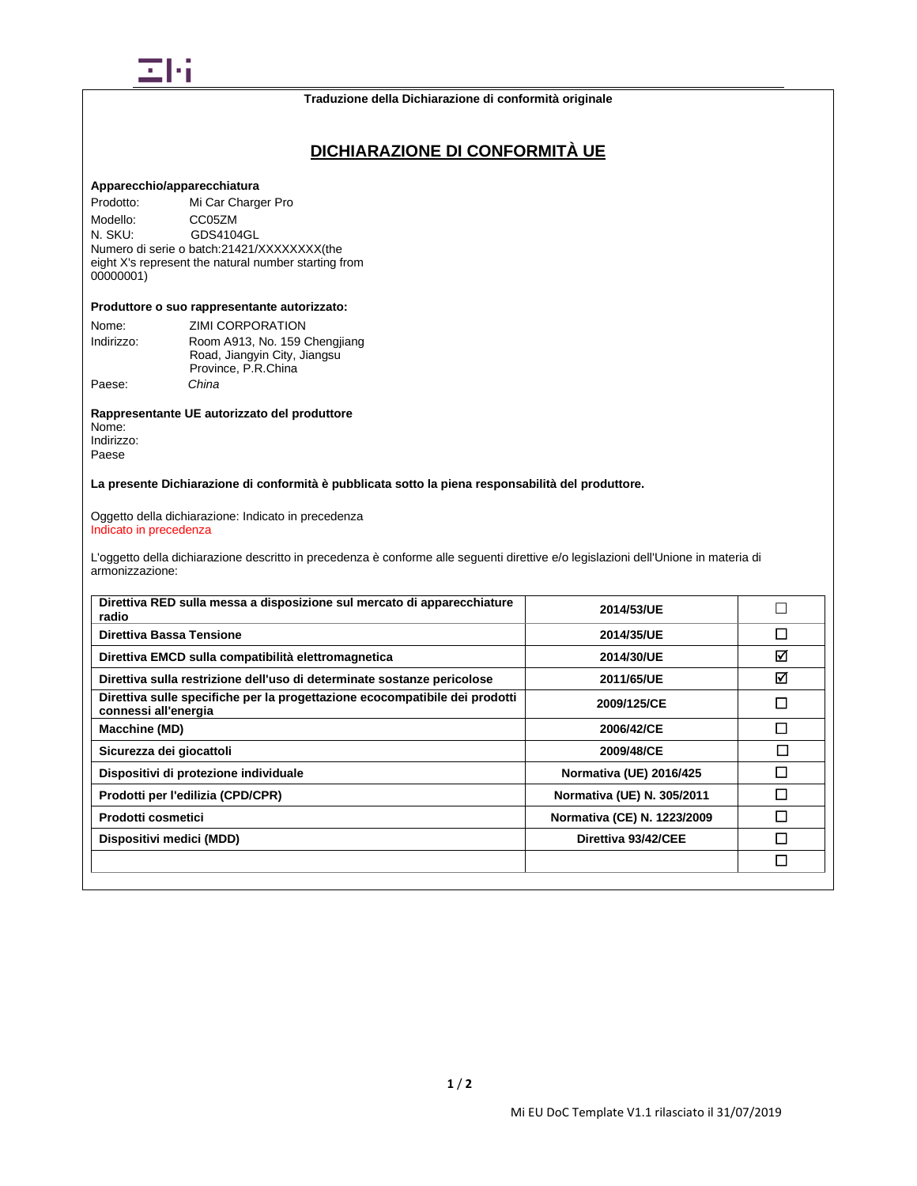**Traduzione della Dichiarazione di conformità originale**

# DICHIARAZIONE DI CONFORMITÀ UE

**Apparecchio/apparecchiatura**

Prodotto: Mi Car Charger Pro
Modello: CC05ZM
N. SKU: GDS4104GL
Numero di serie o batch:21421/XXXXXXXX(the eight X's represent the natural number starting from 00000001)

**Produttore o suo rappresentante autorizzato:**

Nome: ZIMI CORPORATION
Indirizzo: Room A913, No. 159 Chengjiang Road, Jiangyin City, Jiangsu Province, P.R.China
Paese: *China*

**Rappresentante UE autorizzato del produttore**

Nome:
Indirizzo:
Paese

**La presente Dichiarazione di conformità è pubblicata sotto la piena responsabilità del produttore.**

Oggetto della dichiarazione: Indicato in precedenza
Indicato in precedenza

L'oggetto della dichiarazione descritto in precedenza è conforme alle seguenti direttive e/o legislazioni dell'Unione in materia di armonizzazione:

| | | |
|---|---|---|
| **Direttiva RED sulla messa a disposizione sul mercato di apparecchiature radio** | **2014/53/UE** | ☐ |
| **Direttiva Bassa Tensione** | **2014/35/UE** | ☐ |
| **Direttiva EMCD sulla compatibilità elettromagnetica** | **2014/30/UE** | ☑ |
| **Direttiva sulla restrizione dell'uso di determinate sostanze pericolose** | **2011/65/UE** | ☑ |
| **Direttiva sulle specifiche per la progettazione ecocompatibile dei prodotti connessi all'energia** | **2009/125/CE** | ☐ |
| **Macchine (MD)** | **2006/42/CE** | ☐ |
| **Sicurezza dei giocattoli** | **2009/48/CE** | ☐ |
| **Dispositivi di protezione individuale** | **Normativa (UE) 2016/425** | ☐ |
| **Prodotti per l'edilizia (CPD/CPR)** | **Normativa (UE) N. 305/2011** | ☐ |
| **Prodotti cosmetici** | **Normativa (CE) N. 1223/2009** | ☐ |
| **Dispositivi medici (MDD)** | **Direttiva 93/42/CEE** | ☐ |
| | | ☐ |

Mi EU DoC Template V1.1 rilasciato il 31/07/2019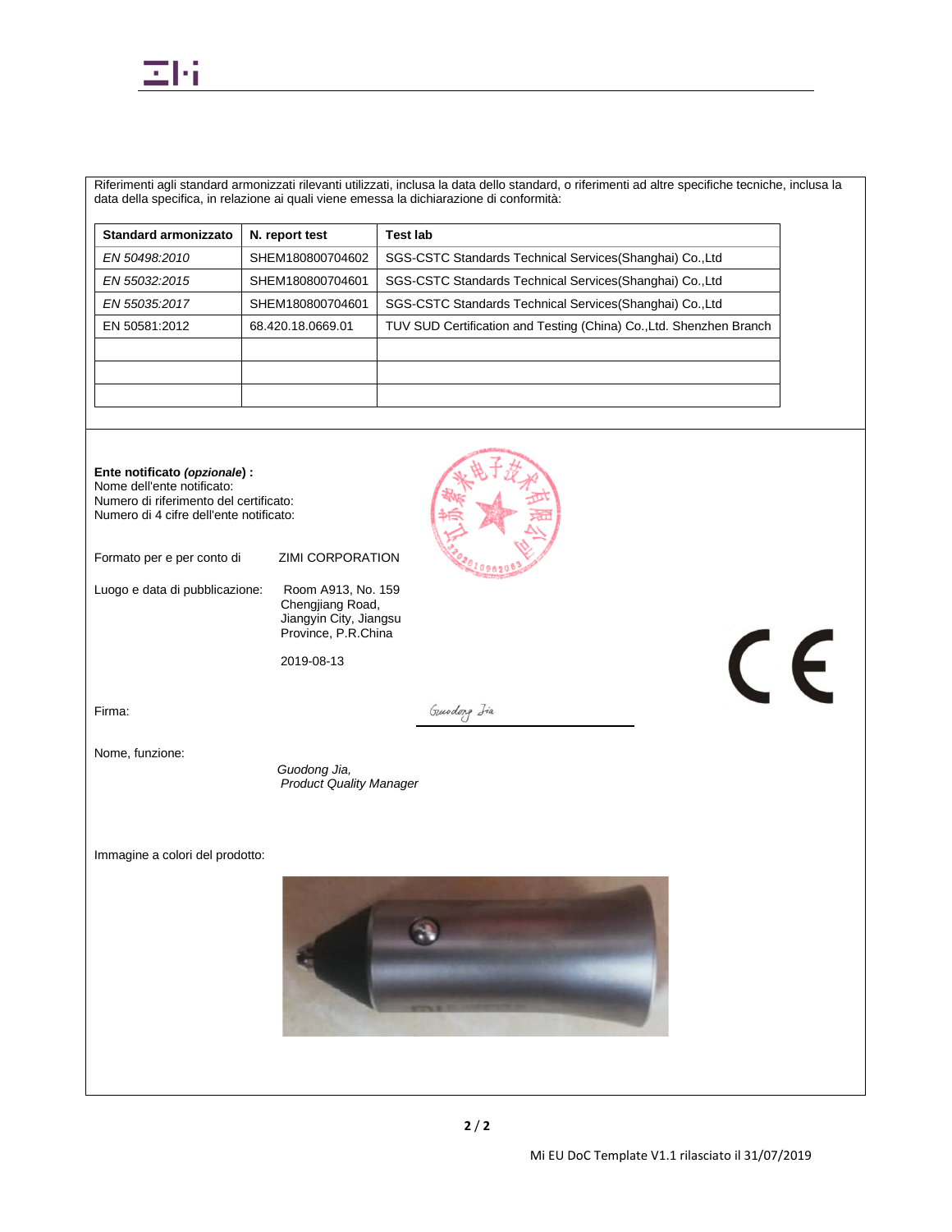Riferimenti agli standard armonizzati rilevanti utilizzati, inclusa la data dello standard, o riferimenti ad altre specifiche tecniche, inclusa la data della specifica, in relazione ai quali viene emessa la dichiarazione di conformità:

| Standard armonizzato | N. report test | Test lab |
|---|---|---|
| *EN 50498:2010* | SHEM180800704602 | SGS-CSTC Standards Technical Services(Shanghai) Co.,Ltd |
| *EN 55032:2015* | SHEM180800704601 | SGS-CSTC Standards Technical Services(Shanghai) Co.,Ltd |
| *EN 55035:2017* | SHEM180800704601 | SGS-CSTC Standards Technical Services(Shanghai) Co.,Ltd |
| EN 50581:2012 | 68.420.18.0669.01 | TUV SUD Certification and Testing (China) Co.,Ltd. Shenzhen Branch |
| | | |
| | | |
| | | |

**Ente notificato *(opzionale*) :**
Nome dell'ente notificato:
Numero di riferimento del certificato:
Numero di 4 cifre dell'ente notificato:

Formato per e per conto di: ZIMI CORPORATION

Luogo e data di pubblicazione: Room A913, No. 159 Chengjiang Road, Jiangyin City, Jiangsu Province, P.R.China

2019-08-13

Firma: Guodong Jia

Nome, funzione: *Guodong Jia, Product Quality Manager*

Immagine a colori del prodotto:

Mi EU DoC Template V1.1 rilasciato il 31/07/2019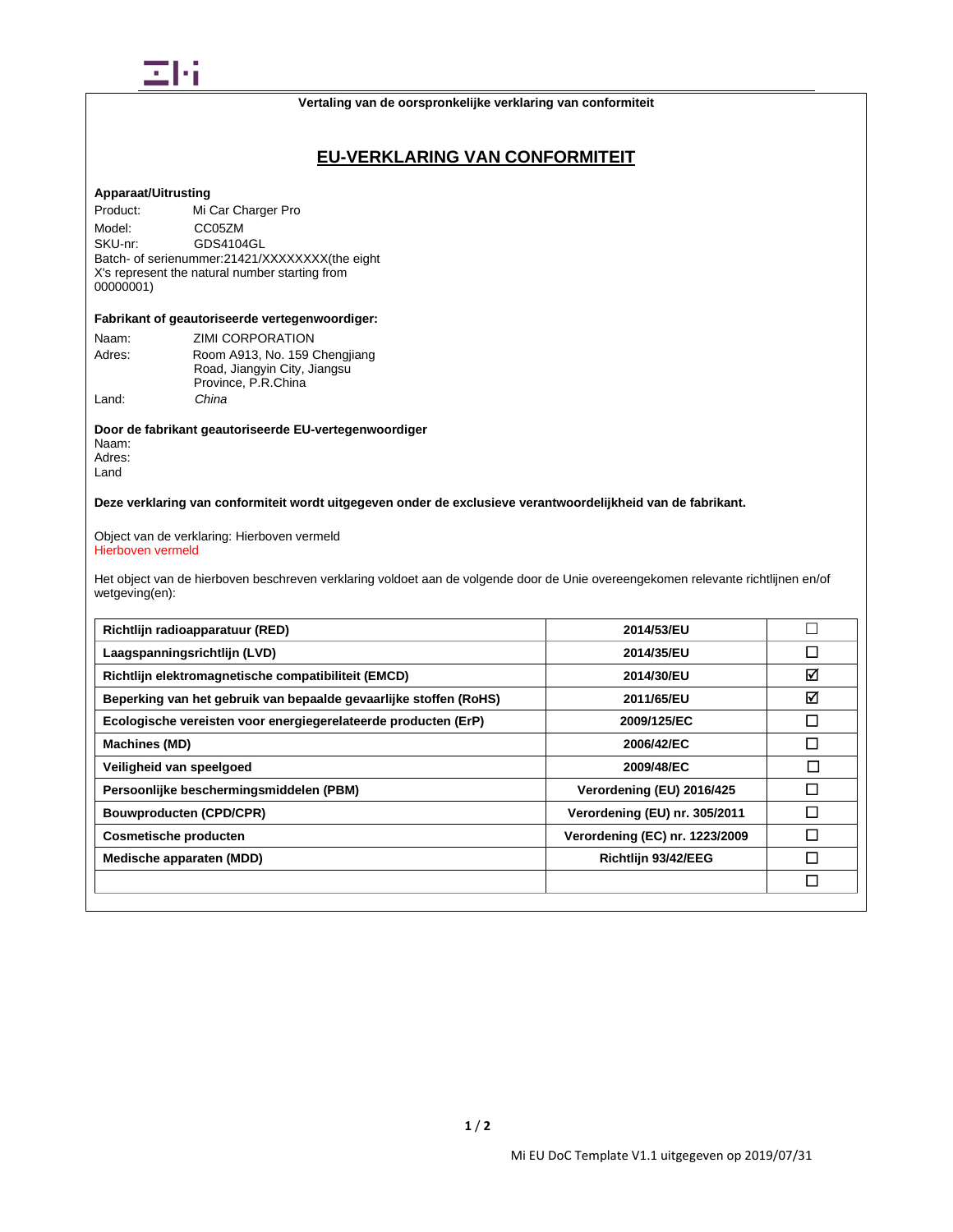Vertaling van de oorspronkelijke verklaring van conformiteit

# EU-VERKLARING VAN CONFORMITEIT

**Apparaat/Uitrusting**

Product: Mi Car Charger Pro
Model: CC05ZM
SKU-nr: GDS4104GL
Batch- of serienummer:21421/XXXXXXXX(the eight X's represent the natural number starting from 00000001)

**Fabrikant of geautoriseerde vertegenwoordiger:**

Naam: ZIMI CORPORATION
Adres: Room A913, No. 159 Chengjiang Road, Jiangyin City, Jiangsu Province, P.R.China
Land: *China*

**Door de fabrikant geautoriseerde EU-vertegenwoordiger**

Naam:
Adres:
Land

**Deze verklaring van conformiteit wordt uitgegeven onder de exclusieve verantwoordelijkheid van de fabrikant.**

Object van de verklaring: Hierboven vermeld
Hierboven vermeld

Het object van de hierboven beschreven verklaring voldoet aan de volgende door de Unie overeengekomen relevante richtlijnen en/of wetgeving(en):

| | | |
|---|---|---|
| **Richtlijn radioapparatuur (RED)** | **2014/53/EU** | ☐ |
| **Laagspanningsrichtlijn (LVD)** | **2014/35/EU** | ☐ |
| **Richtlijn elektromagnetische compatibiliteit (EMCD)** | **2014/30/EU** | ☑ |
| **Beperking van het gebruik van bepaalde gevaarlijke stoffen (RoHS)** | **2011/65/EU** | ☑ |
| **Ecologische vereisten voor energiegerelateerde producten (ErP)** | **2009/125/EC** | ☐ |
| **Machines (MD)** | **2006/42/EC** | ☐ |
| **Veiligheid van speelgoed** | **2009/48/EC** | ☐ |
| **Persoonlijke beschermingsmiddelen (PBM)** | **Verordening (EU) 2016/425** | ☐ |
| **Bouwproducten (CPD/CPR)** | **Verordening (EU) nr. 305/2011** | ☐ |
| **Cosmetische producten** | **Verordening (EC) nr. 1223/2009** | ☐ |
| **Medische apparaten (MDD)** | **Richtlijn 93/42/EEG** | ☐ |
| | | ☐ |

Mi EU DoC Template V1.1 uitgegeven op 2019/07/31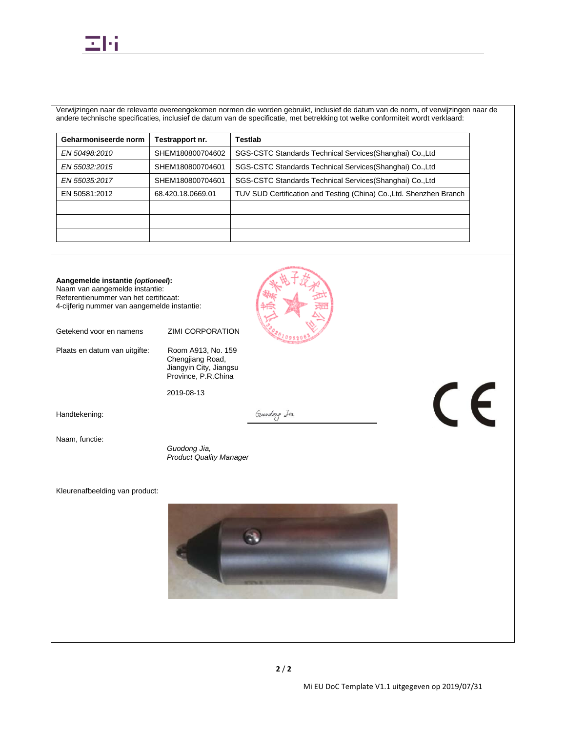Verwijzingen naar de relevante overeengekomen normen die worden gebruikt, inclusief de datum van de norm, of verwijzingen naar de andere technische specificaties, inclusief de datum van de specificatie, met betrekking tot welke conformiteit wordt verklaard:

| Geharmoniseerde norm | Testrapport nr. | Testlab |
| --- | --- | --- |
| *EN 50498:2010* | SHEM180800704602 | SGS-CSTC Standards Technical Services(Shanghai) Co.,Ltd |
| *EN 55032:2015* | SHEM180800704601 | SGS-CSTC Standards Technical Services(Shanghai) Co.,Ltd |
| *EN 55035:2017* | SHEM180800704601 | SGS-CSTC Standards Technical Services(Shanghai) Co.,Ltd |
| EN 50581:2012 | 68.420.18.0669.01 | TUV SUD Certification and Testing (China) Co.,Ltd. Shenzhen Branch |
| | | |
| | | |
| | | |

**Aangemelde instantie *(optioneel)*:**
Naam van aangemelde instantie:
Referentienummer van het certificaat:
4-cijferig nummer van aangemelde instantie:

Getekend voor en namens ZIMI CORPORATION

Plaats en datum van uitgifte: Room A913, No. 159 Chengjiang Road, Jiangyin City, Jiangsu Province, P.R.China

2019-08-13

Handtekening: Guodong Jia

Naam, functie:
*Guodong Jia,*
*Product Quality Manager*

Kleurenafbeelding van product: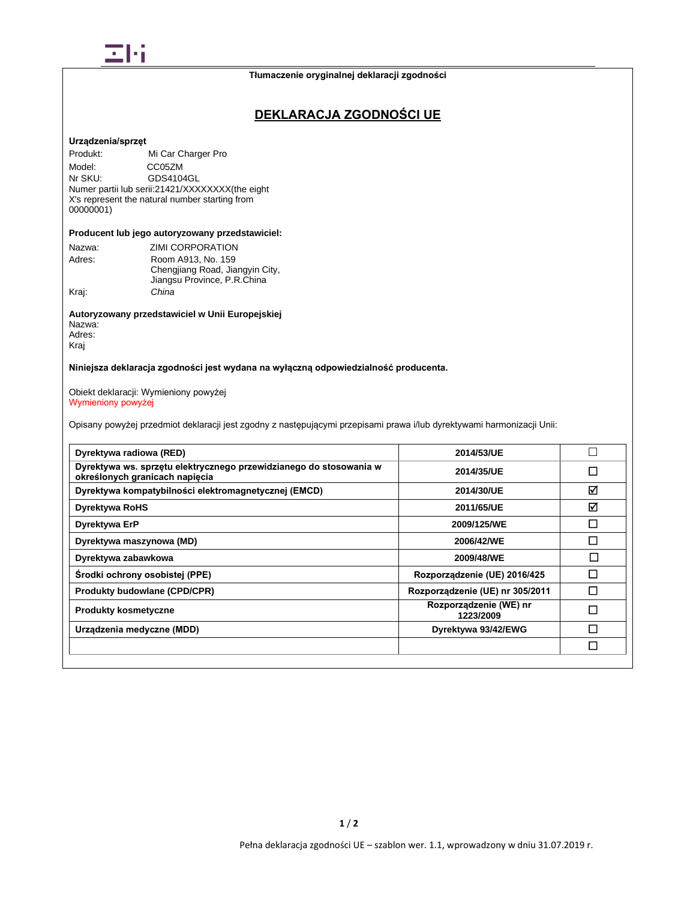Tłumaczenie oryginalnej deklaracji zgodności

# DEKLARACJA ZGODNOŚCI UE

**Urządzenia/sprzęt**

Produkt: Mi Car Charger Pro
Model: CC05ZM
Nr SKU: GDS4104GL
Numer partii lub serii:21421/XXXXXXXX(the eight X's represent the natural number starting from 00000001)

**Producent lub jego autoryzowany przedstawiciel:**

Nazwa: ZIMI CORPORATION
Adres: Room A913, No. 159 Chengjiang Road, Jiangyin City, Jiangsu Province, P.R.China
Kraj: *China*

**Autoryzowany przedstawiciel w Unii Europejskiej**
Nazwa:
Adres:
Kraj

**Niniejsza deklaracja zgodności jest wydana na wyłączną odpowiedzialność producenta.**

Obiekt deklaracji: Wymieniony powyżej
Wymieniony powyżej

Opisany powyżej przedmiot deklaracji jest zgodny z następującymi przepisami prawa i/lub dyrektywami harmonizacji Unii:

| | | |
|---|---|---|
| **Dyrektywa radiowa (RED)** | **2014/53/UE** | ☐ |
| **Dyrektywa ws. sprzętu elektrycznego przewidzianego do stosowania w określonych granicach napięcia** | **2014/35/UE** | ☐ |
| **Dyrektywa kompatybilności elektromagnetycznej (EMCD)** | **2014/30/UE** | ☑ |
| **Dyrektywa RoHS** | **2011/65/UE** | ☑ |
| **Dyrektywa ErP** | **2009/125/WE** | ☐ |
| **Dyrektywa maszynowa (MD)** | **2006/42/WE** | ☐ |
| **Dyrektywa zabawkowa** | **2009/48/WE** | ☐ |
| **Środki ochrony osobistej (PPE)** | **Rozporządzenie (UE) 2016/425** | ☐ |
| **Produkty budowlane (CPD/CPR)** | **Rozporządzenie (UE) nr 305/2011** | ☐ |
| **Produkty kosmetyczne** | **Rozporządzenie (WE) nr 1223/2009** | ☐ |
| **Urządzenia medyczne (MDD)** | **Dyrektywa 93/42/EWG** | ☐ |
| | | ☐ |

Pełna deklaracja zgodności UE – szablon wer. 1.1, wprowadzony w dniu 31.07.2019 r.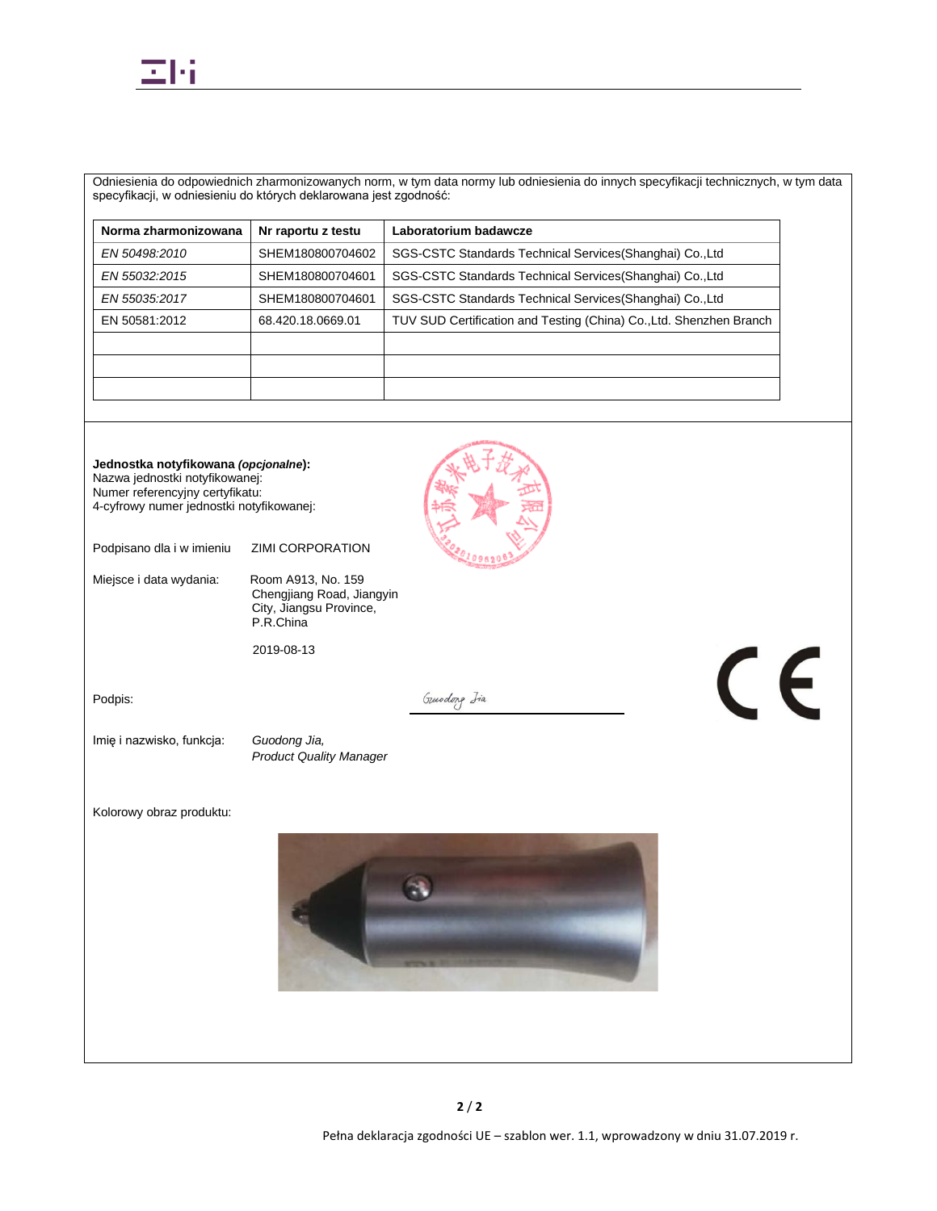Odniesienia do odpowiednich zharmonizowanych norm, w tym data normy lub odniesienia do innych specyfikacji technicznych, w tym data specyfikacji, w odniesieniu do których deklarowana jest zgodność:

| Norma zharmonizowana | Nr raportu z testu | Laboratorium badawcze |
|---|---|---|
| *EN 50498:2010* | SHEM180800704602 | SGS-CSTC Standards Technical Services(Shanghai) Co.,Ltd |
| *EN 55032:2015* | SHEM180800704601 | SGS-CSTC Standards Technical Services(Shanghai) Co.,Ltd |
| *EN 55035:2017* | SHEM180800704601 | SGS-CSTC Standards Technical Services(Shanghai) Co.,Ltd |
| EN 50581:2012 | 68.420.18.0669.01 | TUV SUD Certification and Testing (China) Co.,Ltd. Shenzhen Branch |
| | | |
| | | |
| | | |

**Jednostka notyfikowana *(opcjonalne)*:**
Nazwa jednostki notyfikowanej:
Numer referencyjny certyfikatu:
4-cyfrowy numer jednostki notyfikowanej:

江苏紫米电子技术有限公司

Podpisano dla i w imieniu ZIMI CORPORATION

Miejsce i data wydania: Room A913, No. 159 Chengjiang Road, Jiangyin City, Jiangsu Province, P.R.China

2019-08-13

Podpis: *Guodong Jia*

Imię i nazwisko, funkcja: *Guodong Jia, Product Quality Manager*

CE

Kolorowy obraz produktu:

Pełna deklaracja zgodności UE – szablon wer. 1.1, wprowadzony w dniu 31.07.2019 r.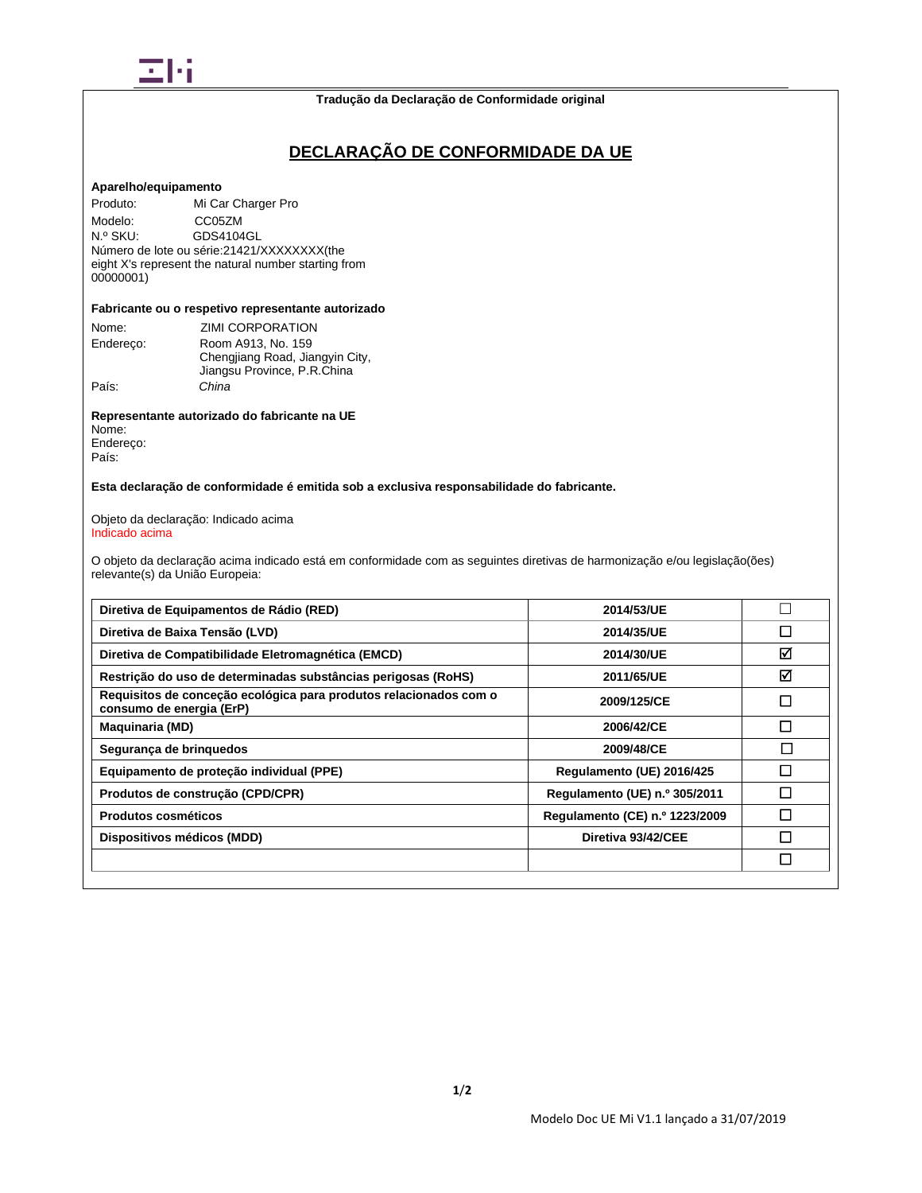Tradução da Declaração de Conformidade original

# DECLARAÇÃO DE CONFORMIDADE DA UE

**Aparelho/equipamento**

Produto: Mi Car Charger Pro
Modelo: CC05ZM
N.º SKU: GDS4104GL
Número de lote ou série:21421/XXXXXXXX(the eight X's represent the natural number starting from 00000001)

**Fabricante ou o respetivo representante autorizado**

Nome: ZIMI CORPORATION
Endereço: Room A913, No. 159 Chengjiang Road, Jiangyin City, Jiangsu Province, P.R.China
País: *China*

**Representante autorizado do fabricante na UE**
Nome:
Endereço:
País:

**Esta declaração de conformidade é emitida sob a exclusiva responsabilidade do fabricante.**

Objeto da declaração: Indicado acima
Indicado acima

O objeto da declaração acima indicado está em conformidade com as seguintes diretivas de harmonização e/ou legislação(ões) relevante(s) da União Europeia:

| | | |
|---|---|---|
| **Diretiva de Equipamentos de Rádio (RED)** | **2014/53/UE** | ☐ |
| **Diretiva de Baixa Tensão (LVD)** | **2014/35/UE** | ☐ |
| **Diretiva de Compatibilidade Eletromagnética (EMCD)** | **2014/30/UE** | ☑ |
| **Restrição do uso de determinadas substâncias perigosas (RoHS)** | **2011/65/UE** | ☑ |
| **Requisitos de conceção ecológica para produtos relacionados com o consumo de energia (ErP)** | **2009/125/CE** | ☐ |
| **Maquinaria (MD)** | **2006/42/CE** | ☐ |
| **Segurança de brinquedos** | **2009/48/CE** | ☐ |
| **Equipamento de proteção individual (PPE)** | **Regulamento (UE) 2016/425** | ☐ |
| **Produtos de construção (CPD/CPR)** | **Regulamento (UE) n.º 305/2011** | ☐ |
| **Produtos cosméticos** | **Regulamento (CE) n.º 1223/2009** | ☐ |
| **Dispositivos médicos (MDD)** | **Diretiva 93/42/CEE** | ☐ |
| | | ☐ |

Modelo Doc UE Mi V1.1 lançado a 31/07/2019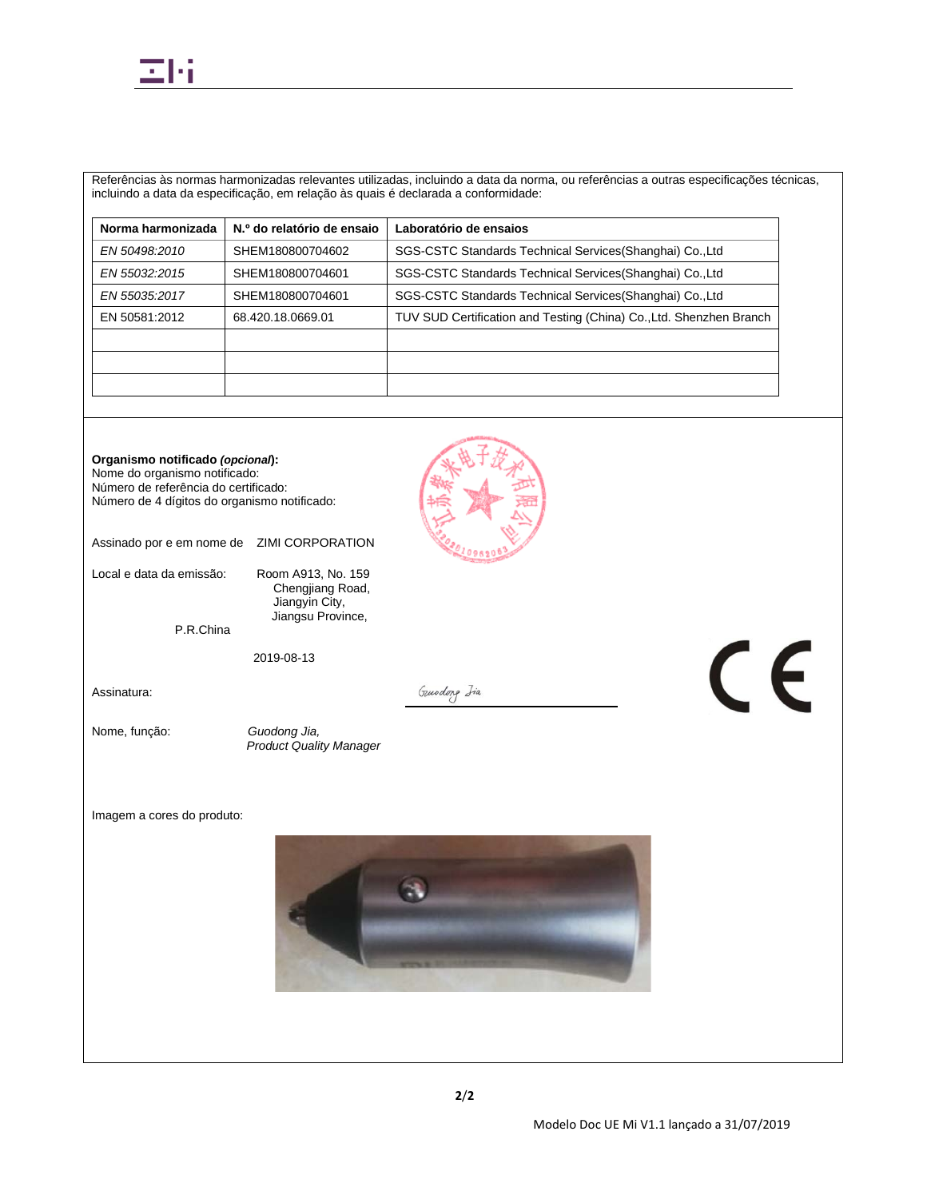Referências às normas harmonizadas relevantes utilizadas, incluindo a data da norma, ou referências a outras especificações técnicas, incluindo a data da especificação, em relação às quais é declarada a conformidade:

| Norma harmonizada | N.º do relatório de ensaio | Laboratório de ensaios |
|---|---|---|
| *EN 50498:2010* | SHEM180800704602 | SGS-CSTC Standards Technical Services(Shanghai) Co.,Ltd |
| *EN 55032:2015* | SHEM180800704601 | SGS-CSTC Standards Technical Services(Shanghai) Co.,Ltd |
| *EN 55035:2017* | SHEM180800704601 | SGS-CSTC Standards Technical Services(Shanghai) Co.,Ltd |
| EN 50581:2012 | 68.420.18.0669.01 | TUV SUD Certification and Testing (China) Co.,Ltd. Shenzhen Branch |
| | | |
| | | |
| | | |

**Organismo notificado *(opcional*):**
Nome do organismo notificado:
Número de referência do certificado:
Número de 4 dígitos do organismo notificado:

Assinado por e em nome de ZIMI CORPORATION

Local e data da emissão: Room A913, No. 159 Chengjiang Road, Jiangyin City, Jiangsu Province, P.R.China

2019-08-13

Assinatura: Guodong Jia

Nome, função: *Guodong Jia, Product Quality Manager*

CE

Imagem a cores do produto:

Modelo Doc UE Mi V1.1 lançado a 31/07/2019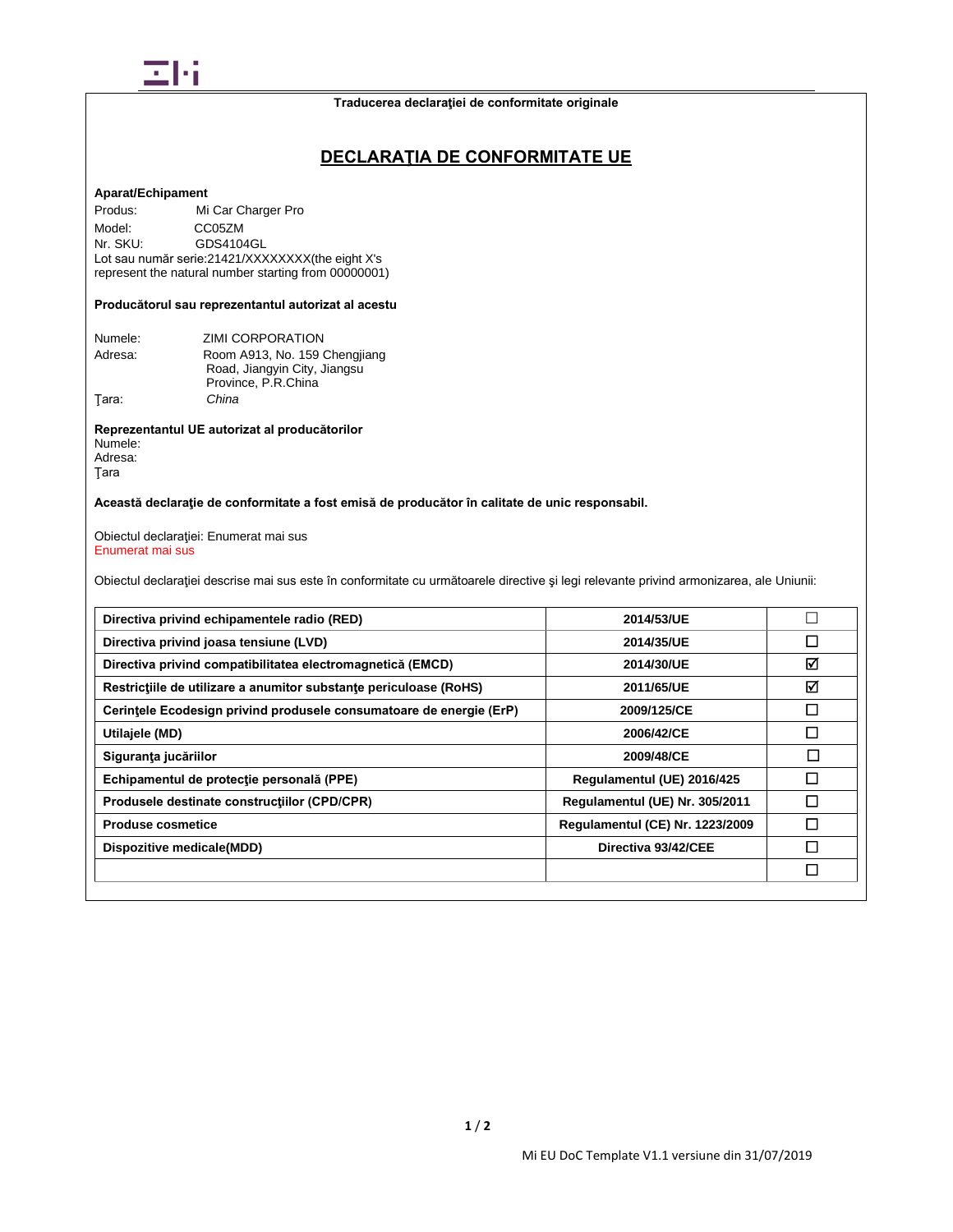Traducerea declaraţiei de conformitate originale

# DECLARAŢIA DE CONFORMITATE UE

**Aparat/Echipament**

Produs: Mi Car Charger Pro
Model: CC05ZM
Nr. SKU: GDS4104GL
Lot sau număr serie:21421/XXXXXXXX(the eight X's represent the natural number starting from 00000001)

**Producătorul sau reprezentantul autorizat al acestu**

Numele: ZIMI CORPORATION
Adresa: Room A913, No. 159 Chengjiang Road, Jiangyin City, Jiangsu Province, P.R.China
Ţara: *China*

**Reprezentantul UE autorizat al producătorilor**
Numele:
Adresa:
Ţara

**Această declaraţie de conformitate a fost emisă de producător în calitate de unic responsabil.**

Obiectul declaraţiei: Enumerat mai sus
Enumerat mai sus

Obiectul declaraţiei descrise mai sus este în conformitate cu următoarele directive şi legi relevante privind armonizarea, ale Uniunii:

| | | |
|---|---|---|
| **Directiva privind echipamentele radio (RED)** | **2014/53/UE** | ☐ |
| **Directiva privind joasa tensiune (LVD)** | **2014/35/UE** | ☐ |
| **Directiva privind compatibilitatea electromagnetică (EMCD)** | **2014/30/UE** | ☑ |
| **Restricţiile de utilizare a anumitor substanţe periculoase (RoHS)** | **2011/65/UE** | ☑ |
| **Cerinţele Ecodesign privind produsele consumatoare de energie (ErP)** | **2009/125/CE** | ☐ |
| **Utilajele (MD)** | **2006/42/CE** | ☐ |
| **Siguranţa jucăriilor** | **2009/48/CE** | ☐ |
| **Echipamentul de protecţie personală (PPE)** | **Regulamentul (UE) 2016/425** | ☐ |
| **Produsele destinate construcţiilor (CPD/CPR)** | **Regulamentul (UE) Nr. 305/2011** | ☐ |
| **Produse cosmetice** | **Regulamentul (CE) Nr. 1223/2009** | ☐ |
| **Dispozitive medicale(MDD)** | **Directiva 93/42/CEE** | ☐ |
| | | ☐ |

Mi EU DoC Template V1.1 versiune din 31/07/2019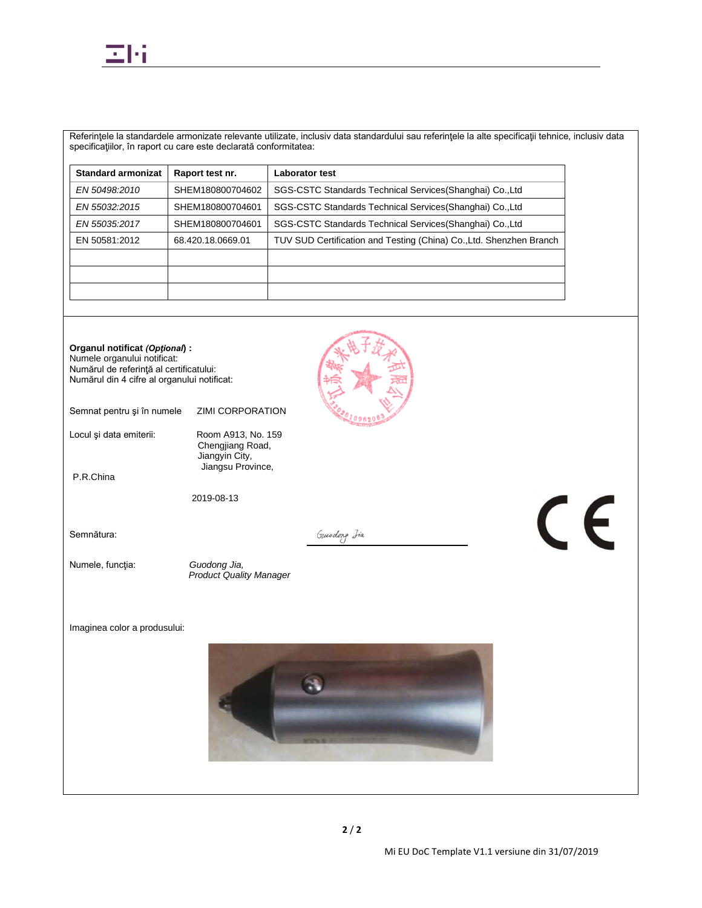Referinţele la standardele armonizate relevante utilizate, inclusiv data standardului sau referinţele la alte specificaţii tehnice, inclusiv data specificaţiilor, în raport cu care este declarată conformitatea:

| Standard armonizat | Raport test nr. | Laborator test |
|---|---|---|
| *EN 50498:2010* | SHEM180800704602 | SGS-CSTC Standards Technical Services(Shanghai) Co.,Ltd |
| *EN 55032:2015* | SHEM180800704601 | SGS-CSTC Standards Technical Services(Shanghai) Co.,Ltd |
| *EN 55035:2017* | SHEM180800704601 | SGS-CSTC Standards Technical Services(Shanghai) Co.,Ltd |
| EN 50581:2012 | 68.420.18.0669.01 | TUV SUD Certification and Testing (China) Co.,Ltd. Shenzhen Branch |
| | | |
| | | |
| | | |

**Organul notificat *(Opţional)* :**
Numele organului notificat:
Numărul de referinţă al certificatului:
Numărul din 4 cifre al organului notificat:

Semnat pentru şi în numele ZIMI CORPORATION

Locul şi data emiterii: Room A913, No. 159 Chengjiang Road, Jiangyin City, Jiangsu Province, P.R.China

2019-08-13

Semnătura: Guodong Jia

Numele, funcţia: *Guodong Jia, Product Quality Manager*

Imaginea color a produsului: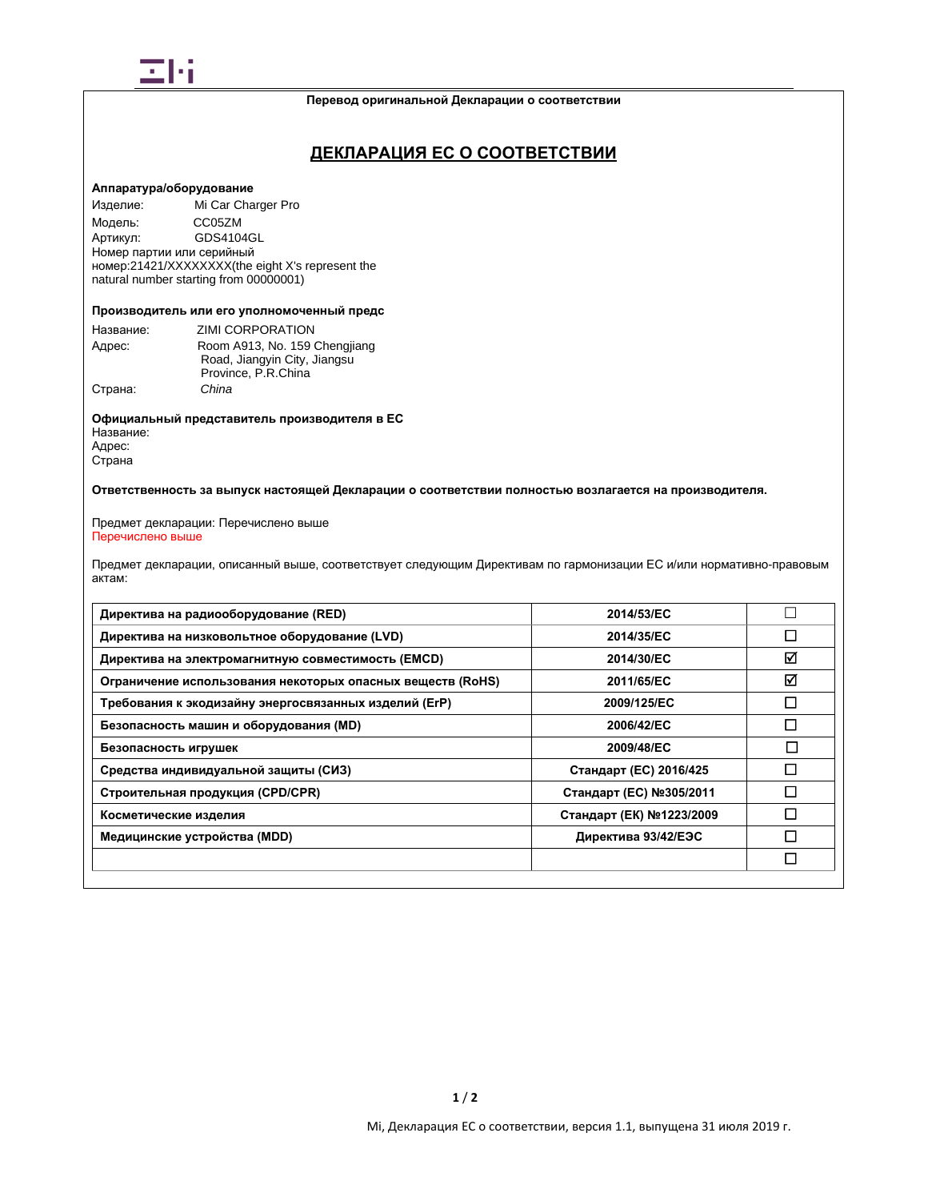Перевод оригинальной Декларации о соответствии

# ДЕКЛАРАЦИЯ ЕС О СООТВЕТСТВИИ

**Аппаратура/оборудование**

Изделие: Mi Car Charger Pro
Модель: CC05ZM
Артикул: GDS4104GL
Номер партии или серийный номер:21421/XXXXXXXX(the eight X's represent the natural number starting from 00000001)

**Производитель или его уполномоченный предс**

Название: ZIMI CORPORATION
Адрес: Room A913, No. 159 Chengjiang Road, Jiangyin City, Jiangsu Province, P.R.China
Страна: *China*

**Официальный представитель производителя в ЕС**

Название:
Адрес:
Страна

**Ответственность за выпуск настоящей Декларации о соответствии полностью возлагается на производителя.**

Предмет декларации: Перечислено выше
Перечислено выше

Предмет декларации, описанный выше, соответствует следующим Директивам по гармонизации ЕС и/или нормативно-правовым актам:

| Директива на радиооборудование (RED) | 2014/53/EC | ☐ |
|---|---|---|
| Директива на низковольтное оборудование (LVD) | 2014/35/EC | ☐ |
| Директива на электромагнитную совместимость (EMCD) | 2014/30/EC | ☑ |
| Ограничение использования некоторых опасных веществ (RoHS) | 2011/65/EC | ☑ |
| Требования к экодизайну энергосвязанных изделий (ErP) | 2009/125/EC | ☐ |
| Безопасность машин и оборудования (MD) | 2006/42/EC | ☐ |
| Безопасность игрушек | 2009/48/EC | ☐ |
| Средства индивидуальной защиты (СИЗ) | Стандарт (ЕС) 2016/425 | ☐ |
| Строительная продукция (CPD/CPR) | Стандарт (ЕС) №305/2011 | ☐ |
| Косметические изделия | Стандарт (ЕК) №1223/2009 | ☐ |
| Медицинские устройства (MDD) | Директива 93/42/ЕЭС | ☐ |
| | | ☐ |

Mi, Декларация ЕС о соответствии, версия 1.1, выпущена 31 июля 2019 г.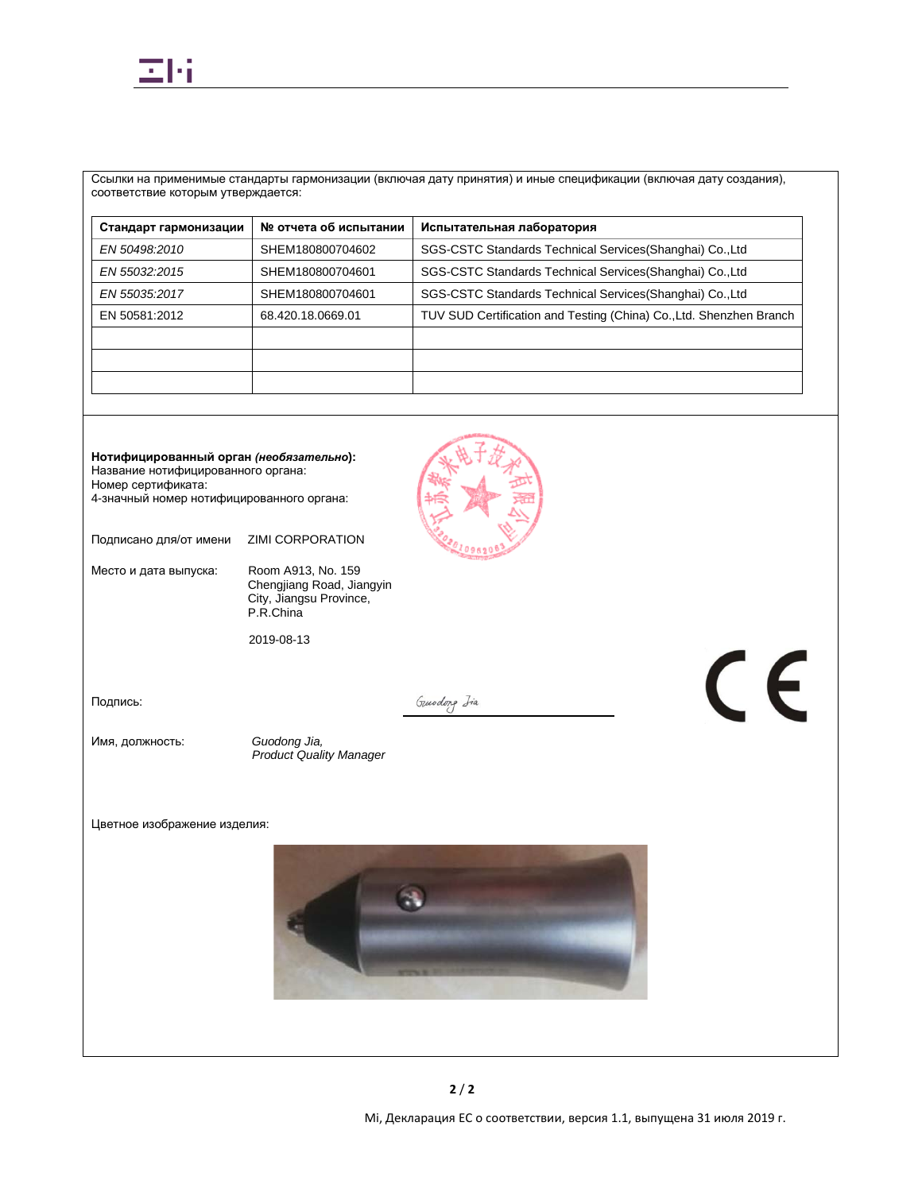Ссылки на применимые стандарты гармонизации (включая дату принятия) и иные спецификации (включая дату создания), соответствие которым утверждается:

| Стандарт гармонизации | № отчета об испытании | Испытательная лаборатория |
|---|---|---|
| *EN 50498:2010* | SHEM180800704602 | SGS-CSTC Standards Technical Services(Shanghai) Co.,Ltd |
| *EN 55032:2015* | SHEM180800704601 | SGS-CSTC Standards Technical Services(Shanghai) Co.,Ltd |
| *EN 55035:2017* | SHEM180800704601 | SGS-CSTC Standards Technical Services(Shanghai) Co.,Ltd |
| EN 50581:2012 | 68.420.18.0669.01 | TUV SUD Certification and Testing (China) Co.,Ltd. Shenzhen Branch |
| | | |
| | | |
| | | |

**Нотифицированный орган *(необязательно*):**
Название нотифицированного органа:
Номер сертификата:
4-значный номер нотифицированного органа:

Подписано для/от имени ZIMI CORPORATION

Место и дата выпуска: Room A913, No. 159 Chengjiang Road, Jiangyin City, Jiangsu Province, P.R.China

2019-08-13

Подпись: *Guodong Jia*

Имя, должность: *Guodong Jia, Product Quality Manager*

Цветное изображение изделия:

Mi, Декларация ЕС о соответствии, версия 1.1, выпущена 31 июля 2019 г.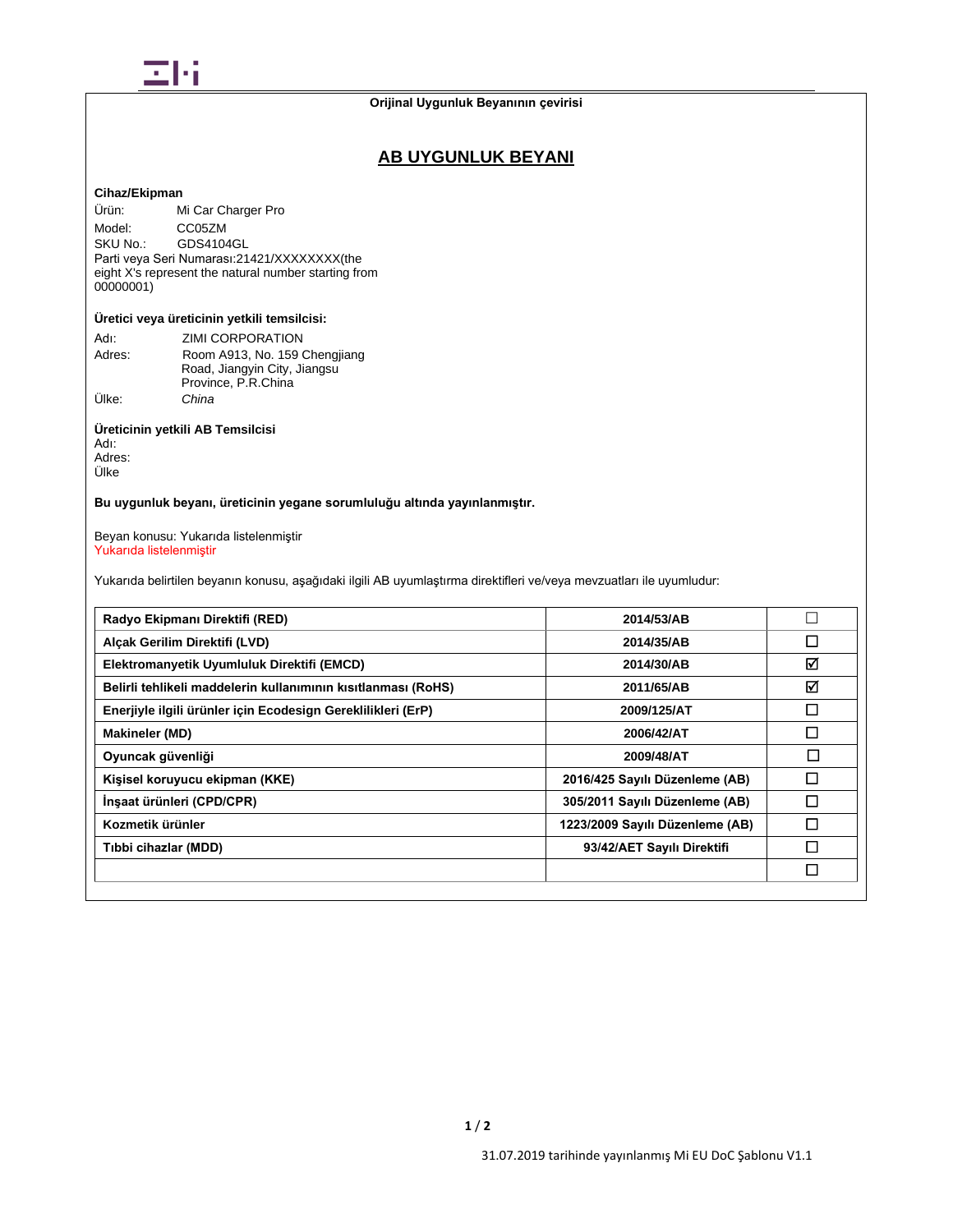**Orijinal Uygunluk Beyanının çevirisi**

# AB UYGUNLUK BEYANI

**Cihaz/Ekipman**

Ürün: Mi Car Charger Pro
Model: CC05ZM
SKU No.: GDS4104GL
Parti veya Seri Numarası:21421/XXXXXXXX(the eight X's represent the natural number starting from 00000001)

**Üretici veya üreticinin yetkili temsilcisi:**

Adı: ZIMI CORPORATION
Adres: Room A913, No. 159 Chengjiang Road, Jiangyin City, Jiangsu Province, P.R.China
Ülke: *China*

**Üreticinin yetkili AB Temsilcisi**

Adı:
Adres:
Ülke

**Bu uygunluk beyanı, üreticinin yegane sorumluluğu altında yayınlanmıştır.**

Beyan konusu: Yukarıda listelenmiştir
Yukarıda listelenmiştir

Yukarıda belirtilen beyanın konusu, aşağıdaki ilgili AB uyumlaştırma direktifleri ve/veya mevzuatları ile uyumludur:

| | | |
|---|---|---|
| **Radyo Ekipmanı Direktifi (RED)** | **2014/53/AB** | ☐ |
| **Alçak Gerilim Direktifi (LVD)** | **2014/35/AB** | ☐ |
| **Elektromanyetik Uyumluluk Direktifi (EMCD)** | **2014/30/AB** | ☑ |
| **Belirli tehlikeli maddelerin kullanımının kısıtlanması (RoHS)** | **2011/65/AB** | ☑ |
| **Enerjiyle ilgili ürünler için Ecodesign Gereklilikleri (ErP)** | **2009/125/AT** | ☐ |
| **Makineler (MD)** | **2006/42/AT** | ☐ |
| **Oyuncak güvenliği** | **2009/48/AT** | ☐ |
| **Kişisel koruyucu ekipman (KKE)** | **2016/425 Sayılı Düzenleme (AB)** | ☐ |
| **İnşaat ürünleri (CPD/CPR)** | **305/2011 Sayılı Düzenleme (AB)** | ☐ |
| **Kozmetik ürünler** | **1223/2009 Sayılı Düzenleme (AB)** | ☐ |
| **Tıbbi cihazlar (MDD)** | **93/42/AET Sayılı Direktifi** | ☐ |
| | | ☐ |

31.07.2019 tarihinde yayınlanmış Mi EU DoC Şablonu V1.1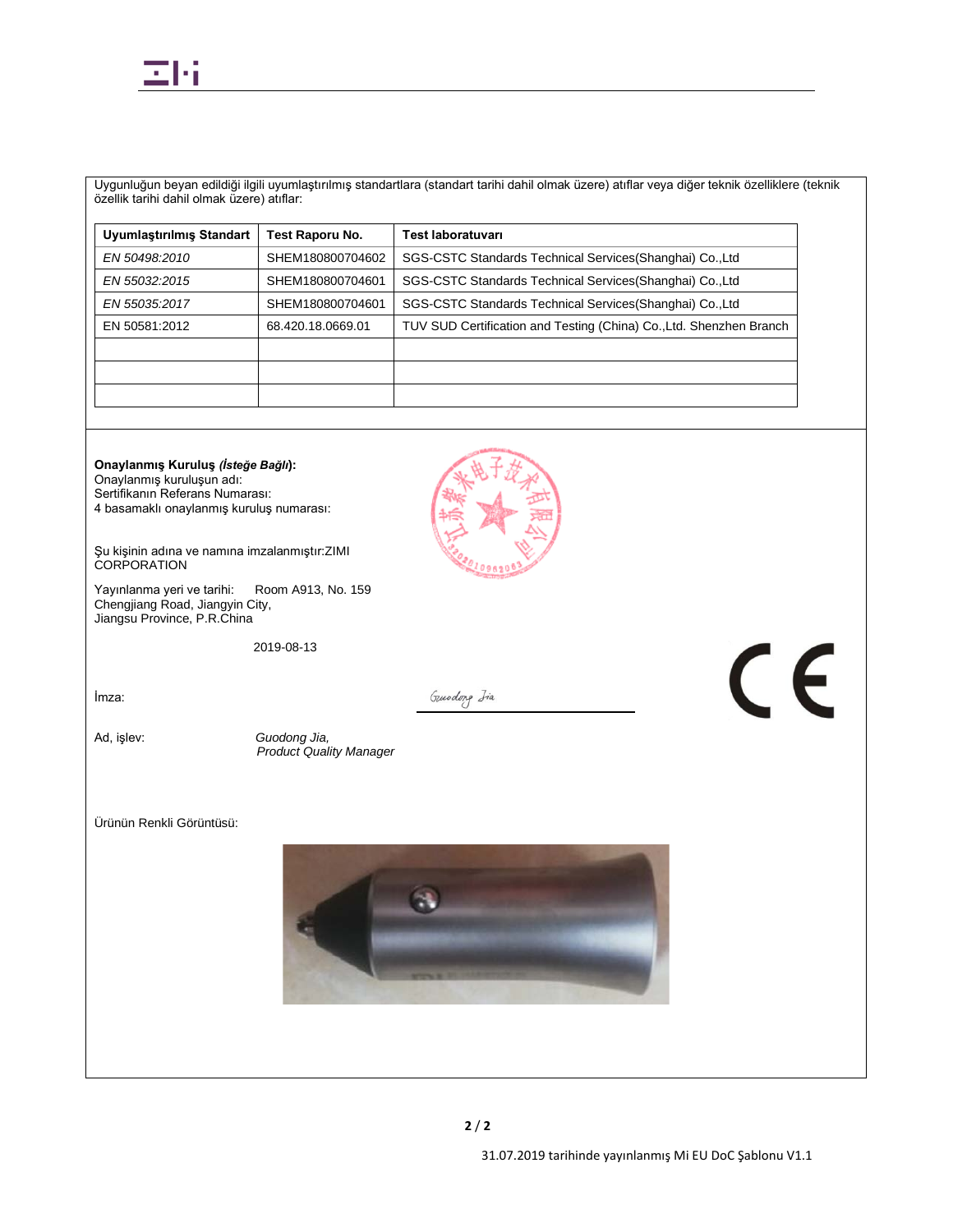Uygunluğun beyan edildiği ilgili uyumlaştırılmış standartlara (standart tarihi dahil olmak üzere) atıflar veya diğer teknik özelliklere (teknik özellik tarihi dahil olmak üzere) atıflar:

| Uyumlaştırılmış Standart | Test Raporu No. | Test laboratuvarı |
|---|---|---|
| *EN 50498:2010* | SHEM180800704602 | SGS-CSTC Standards Technical Services(Shanghai) Co.,Ltd |
| *EN 55032:2015* | SHEM180800704601 | SGS-CSTC Standards Technical Services(Shanghai) Co.,Ltd |
| *EN 55035:2017* | SHEM180800704601 | SGS-CSTC Standards Technical Services(Shanghai) Co.,Ltd |
| EN 50581:2012 | 68.420.18.0669.01 | TUV SUD Certification and Testing (China) Co.,Ltd. Shenzhen Branch |
| | | |
| | | |
| | | |

**Onaylanmış Kuruluş *(İsteğe Bağlı)*:**
Onaylanmış kuruluşun adı:
Sertifikanın Referans Numarası:
4 basamaklı onaylanmış kuruluş numarası:

Şu kişinin adına ve namına imzalanmıştır:ZIMI CORPORATION

Yayınlanma yeri ve tarihi: Room A913, No. 159 Chengjiang Road, Jiangyin City, Jiangsu Province, P.R.China

2019-08-13

İmza: Guodong Jia

Ad, işlev: *Guodong Jia, Product Quality Manager*

Ürünün Renkli Görüntüsü:

31.07.2019 tarihinde yayınlanmış Mi EU DoC Şablonu V1.1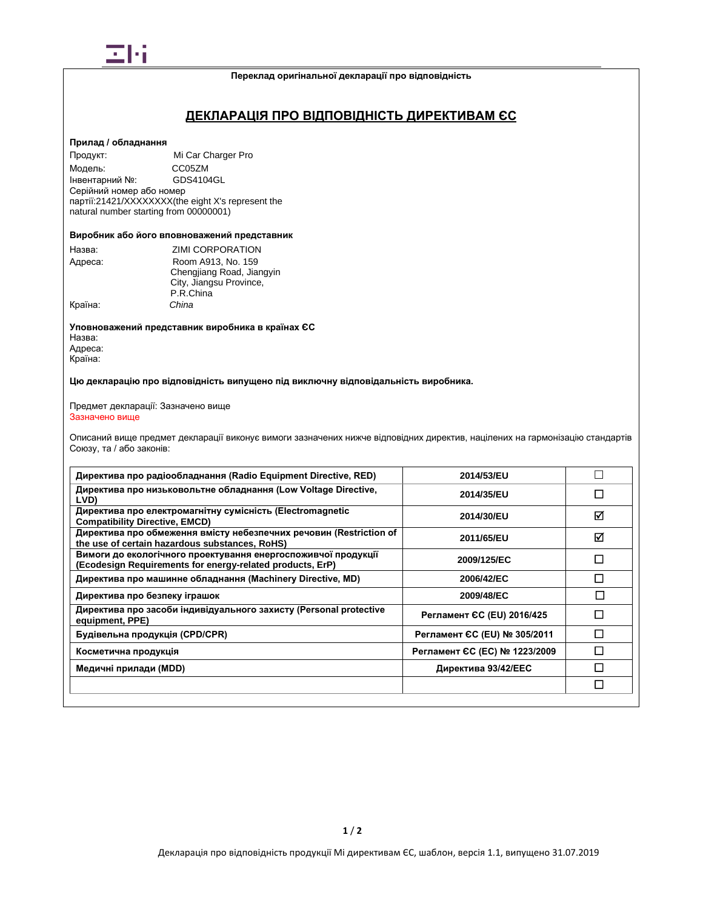**Переклад оригінальної декларації про відповідність**

# ДЕКЛАРАЦІЯ ПРО ВІДПОВІДНІСТЬ ДИРЕКТИВАМ ЄС

**Прилад / обладнання**

Продукт: Mi Car Charger Pro
Модель: CC05ZM
Інвентарний №: GDS4104GL
Серійний номер або номер партії:21421/XXXXXXXX(the eight X's represent the natural number starting from 00000001)

**Виробник або його вповноважений представник**

Назва: ZIMI CORPORATION
Адреса: Room A913, No. 159 Chengjiang Road, Jiangyin City, Jiangsu Province, P.R.China
Країна: *China*

**Уповноважений представник виробника в країнах ЄС**

Назва:
Адреса:
Країна:

**Цю декларацію про відповідність випущено під виключну відповідальність виробника.**

Предмет декларації: Зазначено вище
Зазначено вище

Описаний вище предмет декларації виконує вимоги зазначених нижче відповідних директив, націлених на гармонізацію стандартів Союзу, та / або законів:

| Директива | Номер | |
|---|---|---|
| **Директива про радіообладнання (Radio Equipment Directive, RED)** | **2014/53/EU** | ☐ |
| **Директива про низьковольтне обладнання (Low Voltage Directive, LVD)** | **2014/35/EU** | ☐ |
| **Директива про електромагнітну сумісність (Electromagnetic Compatibility Directive, EMCD)** | **2014/30/EU** | ☑ |
| **Директива про обмеження вмісту небезпечних речовин (Restriction of the use of certain hazardous substances, RoHS)** | **2011/65/EU** | ☑ |
| **Вимоги до екологічного проектування енергоспоживчої продукції (Ecodesign Requirements for energy-related products, ErP)** | **2009/125/EC** | ☐ |
| **Директива про машинне обладнання (Machinery Directive, MD)** | **2006/42/EC** | ☐ |
| **Директива про безпеку іграшок** | **2009/48/EC** | ☐ |
| **Директива про засоби індивідуального захисту (Personal protective equipment, PPE)** | **Регламент ЄС (EU) 2016/425** | ☐ |
| **Будівельна продукція (CPD/CPR)** | **Регламент ЄС (EU) № 305/2011** | ☐ |
| **Косметична продукція** | **Регламент ЄС (EC) № 1223/2009** | ☐ |
| **Медичні прилади (MDD)** | **Директива 93/42/EEC** | ☐ |
| | | ☐ |

Декларація про відповідність продукції Mi директивам ЄС, шаблон, версія 1.1, випущено 31.07.2019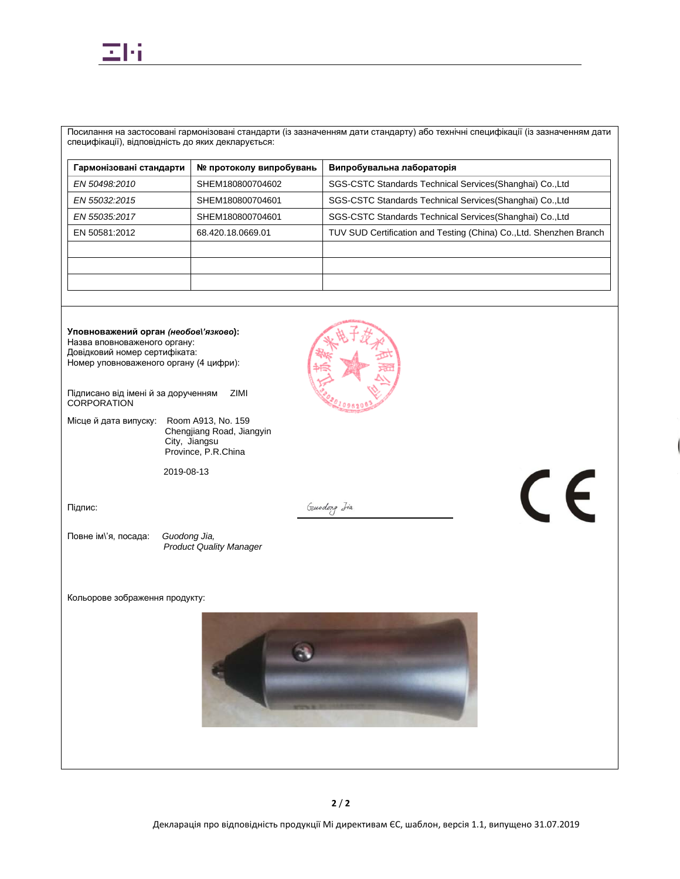Посилання на застосовані гармонізовані стандарти (із зазначенням дати стандарту) або технічні специфікації (із зазначенням дати специфікації), відповідність до яких декларується:

| Гармонізовані стандарти | № протоколу випробувань | Випробувальна лабораторія |
|---|---|---|
| *EN 50498:2010* | SHEM180800704602 | SGS-CSTC Standards Technical Services(Shanghai) Co.,Ltd |
| *EN 55032:2015* | SHEM180800704601 | SGS-CSTC Standards Technical Services(Shanghai) Co.,Ltd |
| *EN 55035:2017* | SHEM180800704601 | SGS-CSTC Standards Technical Services(Shanghai) Co.,Ltd |
| EN 50581:2012 | 68.420.18.0669.01 | TUV SUD Certification and Testing (China) Co.,Ltd. Shenzhen Branch |
| | | |
| | | |
| | | |

**Уповноважений орган *(необов\'язково)*:**
Назва вповноваженого органу:
Довідковий номер сертифіката:
Номер уповноваженого органу (4 цифри):

Підписано від імені й за дорученням ZIMI CORPORATION

Місце й дата випуску: Room A913, No. 159 Chengjiang Road, Jiangyin City, Jiangsu Province, P.R.China

2019-08-13

Підпис: *Guodong Jia*

Повне ім\'я, посада: *Guodong Jia,*
*Product Quality Manager*

Кольорове зображення продукту:

Декларація про відповідність продукції Mi директивам ЄС, шаблон, версія 1.1, випущено 31.07.2019